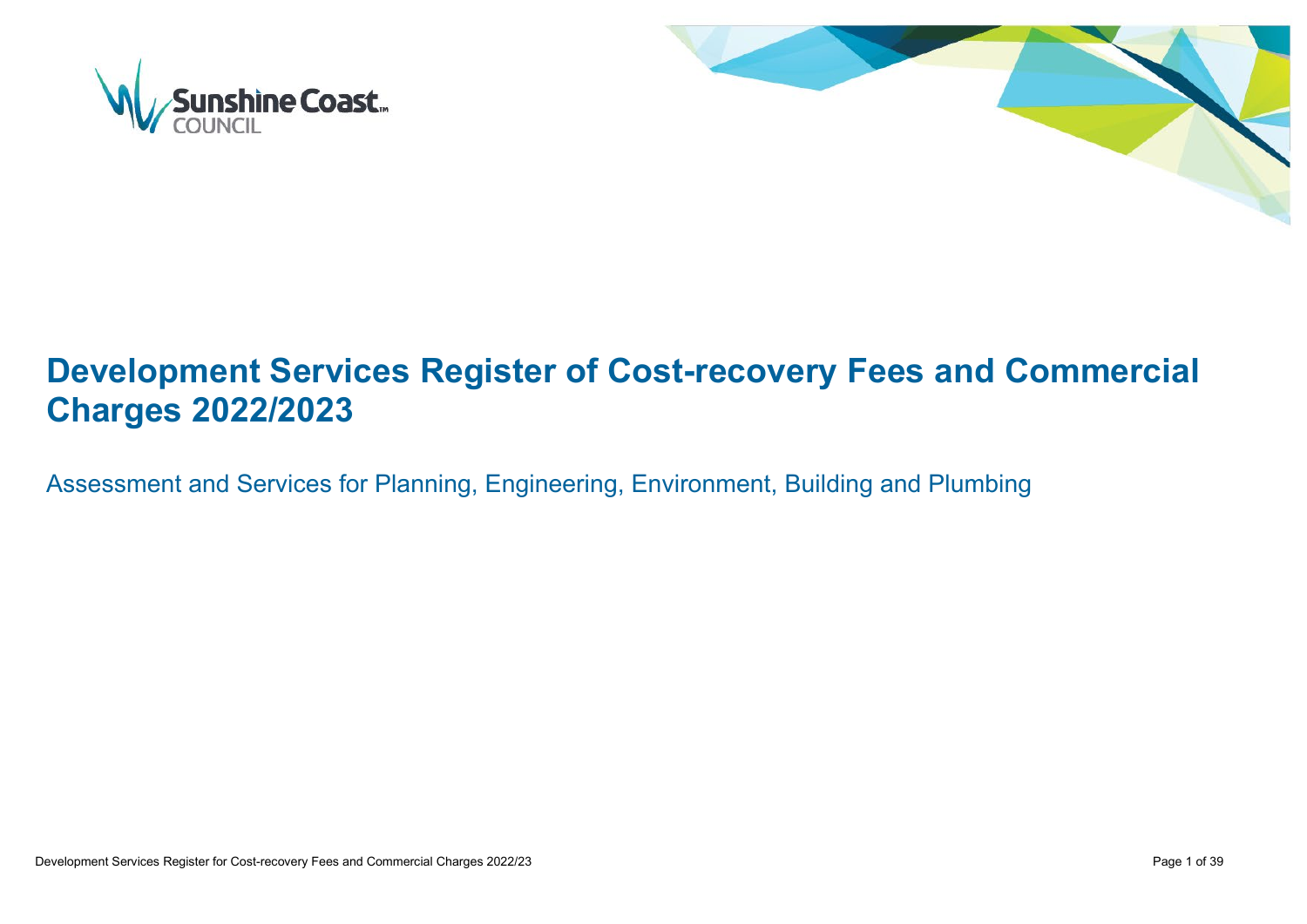# Development Services Register of Cost-recovery Fees and Commercial Charges 2022/2023

Assessment and Services for Planning, Engineering, Environment, Building and Plumbing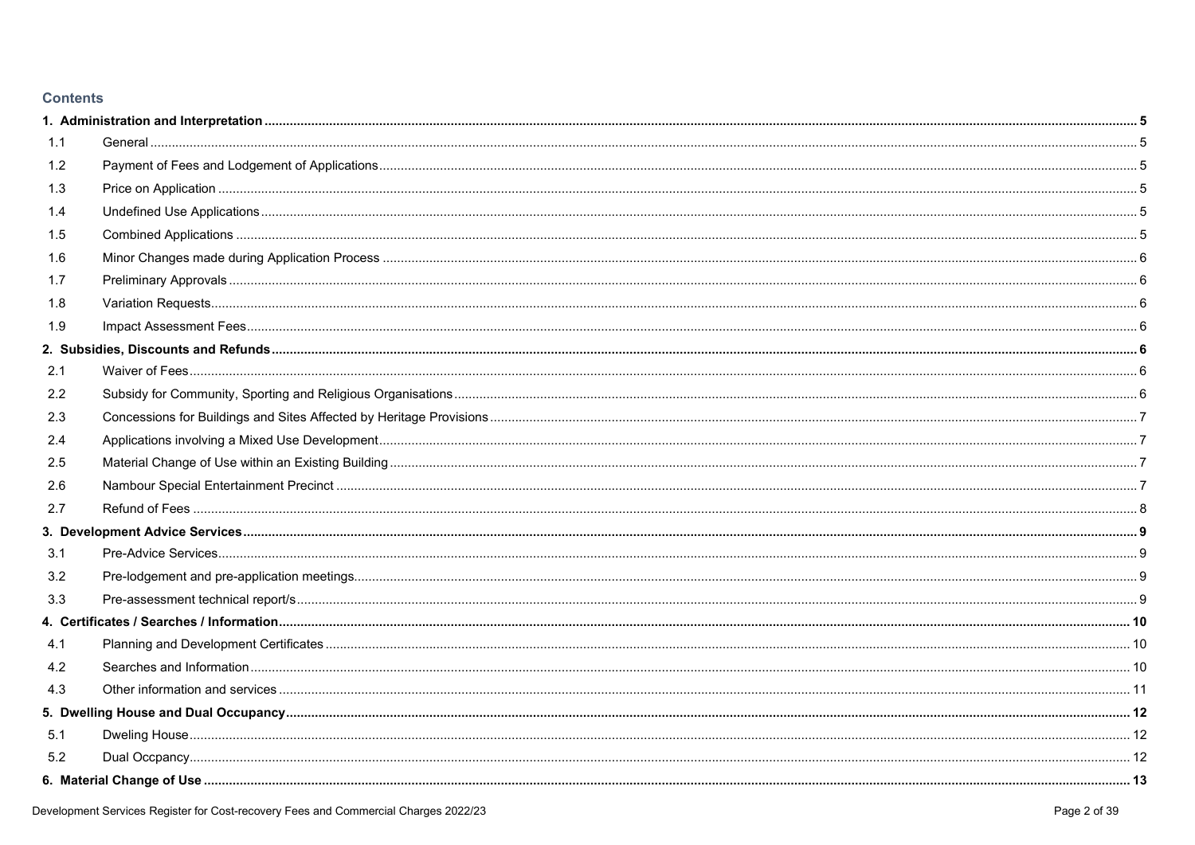## Contents

| | | |
|---|---|---|
| **1.** | **Administration and Interpretation** | **5** |
| 1.1 | General | 5 |
| 1.2 | Payment of Fees and Lodgement of Applications | 5 |
| 1.3 | Price on Application | 5 |
| 1.4 | Undefined Use Applications | 5 |
| 1.5 | Combined Applications | 5 |
| 1.6 | Minor Changes made during Application Process | 6 |
| 1.7 | Preliminary Approvals | 6 |
| 1.8 | Variation Requests | 6 |
| 1.9 | Impact Assessment Fees | 6 |
| **2.** | **Subsidies, Discounts and Refunds** | **6** |
| 2.1 | Waiver of Fees | 6 |
| 2.2 | Subsidy for Community, Sporting and Religious Organisations | 6 |
| 2.3 | Concessions for Buildings and Sites Affected by Heritage Provisions | 7 |
| 2.4 | Applications involving a Mixed Use Development | 7 |
| 2.5 | Material Change of Use within an Existing Building | 7 |
| 2.6 | Nambour Special Entertainment Precinct | 7 |
| 2.7 | Refund of Fees | 8 |
| **3.** | **Development Advice Services** | **9** |
| 3.1 | Pre-Advice Services | 9 |
| 3.2 | Pre-lodgement and pre-application meetings | 9 |
| 3.3 | Pre-assessment technical report/s | 9 |
| **4.** | **Certificates / Searches / Information** | **10** |
| 4.1 | Planning and Development Certificates | 10 |
| 4.2 | Searches and Information | 10 |
| 4.3 | Other information and services | 11 |
| **5.** | **Dwelling House and Dual Occupancy** | **12** |
| 5.1 | Dweling House | 12 |
| 5.2 | Dual Occpancy | 12 |
| **6.** | **Material Change of Use** | **13** |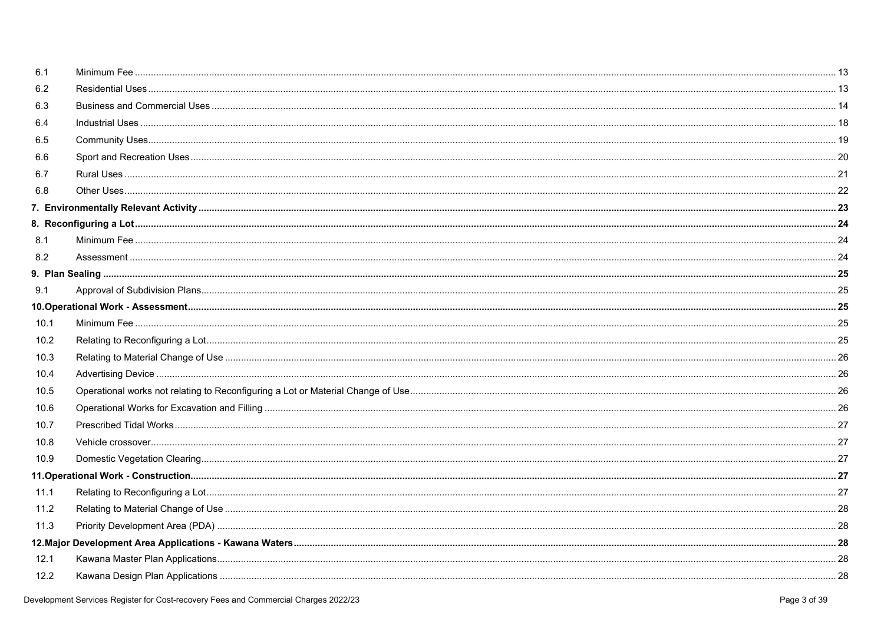| | | |
|---|---|---|
| 6.1 | Minimum Fee | 13 |
| 6.2 | Residential Uses | 13 |
| 6.3 | Business and Commercial Uses | 14 |
| 6.4 | Industrial Uses | 18 |
| 6.5 | Community Uses | 19 |
| 6.6 | Sport and Recreation Uses | 20 |
| 6.7 | Rural Uses | 21 |
| 6.8 | Other Uses | 22 |
| **7. Environmentally Relevant Activity** | | **23** |
| **8. Reconfiguring a Lot** | | **24** |
| 8.1 | Minimum Fee | 24 |
| 8.2 | Assessment | 24 |
| **9. Plan Sealing** | | **25** |
| 9.1 | Approval of Subdivision Plans | 25 |
| **10. Operational Work - Assessment** | | **25** |
| 10.1 | Minimum Fee | 25 |
| 10.2 | Relating to Reconfiguring a Lot | 25 |
| 10.3 | Relating to Material Change of Use | 26 |
| 10.4 | Advertising Device | 26 |
| 10.5 | Operational works not relating to Reconfiguring a Lot or Material Change of Use | 26 |
| 10.6 | Operational Works for Excavation and Filling | 26 |
| 10.7 | Prescribed Tidal Works | 27 |
| 10.8 | Vehicle crossover | 27 |
| 10.9 | Domestic Vegetation Clearing | 27 |
| **11. Operational Work - Construction** | | **27** |
| 11.1 | Relating to Reconfiguring a Lot | 27 |
| 11.2 | Relating to Material Change of Use | 28 |
| 11.3 | Priority Development Area (PDA) | 28 |
| **12. Major Development Area Applications - Kawana Waters** | | **28** |
| 12.1 | Kawana Master Plan Applications | 28 |
| 12.2 | Kawana Design Plan Applications | 28 |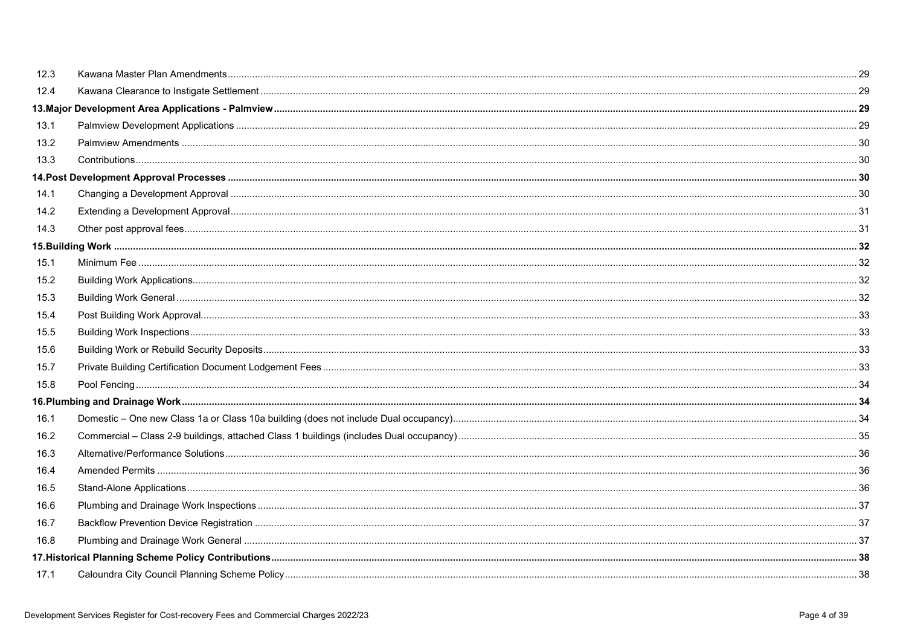| | | |
|---|---|---|
| 12.3 | Kawana Master Plan Amendments | 29 |
| 12.4 | Kawana Clearance to Instigate Settlement | 29 |
| **13.Major Development Area Applications - Palmview** | | **29** |
| 13.1 | Palmview Development Applications | 29 |
| 13.2 | Palmview Amendments | 30 |
| 13.3 | Contributions | 30 |
| **14.Post Development Approval Processes** | | **30** |
| 14.1 | Changing a Development Approval | 30 |
| 14.2 | Extending a Development Approval | 31 |
| 14.3 | Other post approval fees | 31 |
| **15.Building Work** | | **32** |
| 15.1 | Minimum Fee | 32 |
| 15.2 | Building Work Applications | 32 |
| 15.3 | Building Work General | 32 |
| 15.4 | Post Building Work Approval | 33 |
| 15.5 | Building Work Inspections | 33 |
| 15.6 | Building Work or Rebuild Security Deposits | 33 |
| 15.7 | Private Building Certification Document Lodgement Fees | 33 |
| 15.8 | Pool Fencing | 34 |
| **16.Plumbing and Drainage Work** | | **34** |
| 16.1 | Domestic – One new Class 1a or Class 10a building (does not include Dual occupancy) | 34 |
| 16.2 | Commercial – Class 2-9 buildings, attached Class 1 buildings (includes Dual occupancy) | 35 |
| 16.3 | Alternative/Performance Solutions | 36 |
| 16.4 | Amended Permits | 36 |
| 16.5 | Stand-Alone Applications | 36 |
| 16.6 | Plumbing and Drainage Work Inspections | 37 |
| 16.7 | Backflow Prevention Device Registration | 37 |
| 16.8 | Plumbing and Drainage Work General | 37 |
| **17.Historical Planning Scheme Policy Contributions** | | **38** |
| 17.1 | Caloundra City Council Planning Scheme Policy | 38 |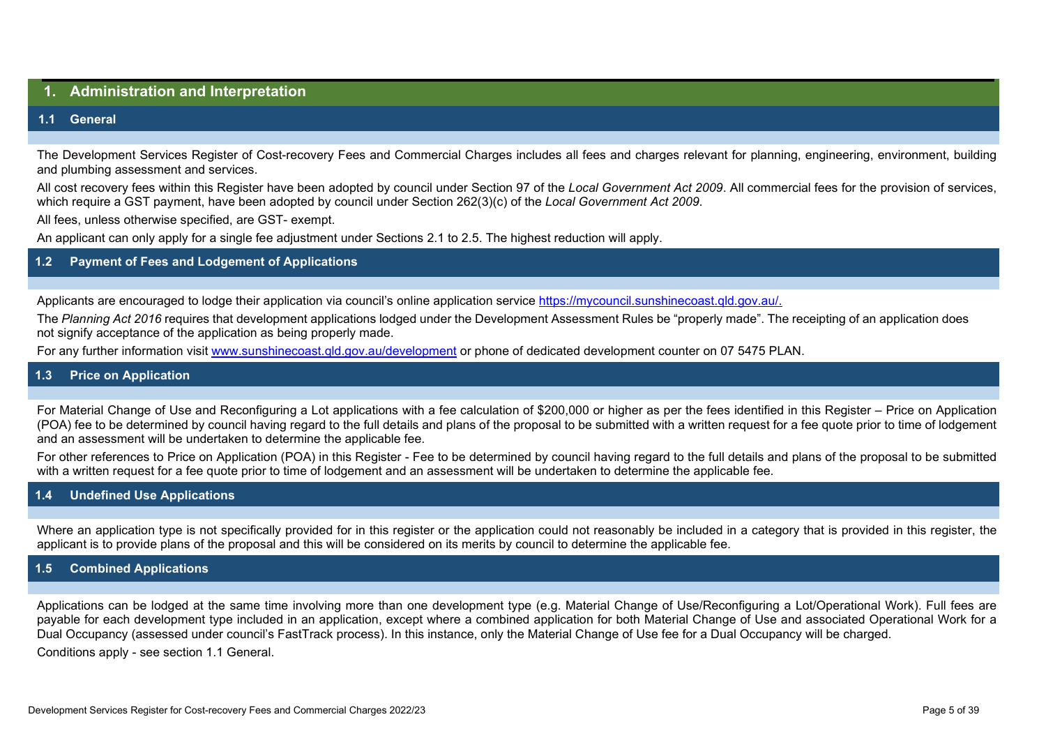# 1. Administration and Interpretation

## 1.1 General

The Development Services Register of Cost-recovery Fees and Commercial Charges includes all fees and charges relevant for planning, engineering, environment, building and plumbing assessment and services.

All cost recovery fees within this Register have been adopted by council under Section 97 of the *Local Government Act 2009*. All commercial fees for the provision of services, which require a GST payment, have been adopted by council under Section 262(3)(c) of the *Local Government Act 2009*.

All fees, unless otherwise specified, are GST- exempt.

An applicant can only apply for a single fee adjustment under Sections 2.1 to 2.5. The highest reduction will apply.

## 1.2 Payment of Fees and Lodgement of Applications

Applicants are encouraged to lodge their application via council's online application service https://mycouncil.sunshinecoast.qld.gov.au/.

The *Planning Act 2016* requires that development applications lodged under the Development Assessment Rules be "properly made". The receipting of an application does not signify acceptance of the application as being properly made.

For any further information visit www.sunshinecoast.qld.gov.au/development or phone of dedicated development counter on 07 5475 PLAN.

## 1.3 Price on Application

For Material Change of Use and Reconfiguring a Lot applications with a fee calculation of $200,000 or higher as per the fees identified in this Register – Price on Application (POA) fee to be determined by council having regard to the full details and plans of the proposal to be submitted with a written request for a fee quote prior to time of lodgement and an assessment will be undertaken to determine the applicable fee.

For other references to Price on Application (POA) in this Register - Fee to be determined by council having regard to the full details and plans of the proposal to be submitted with a written request for a fee quote prior to time of lodgement and an assessment will be undertaken to determine the applicable fee.

## 1.4 Undefined Use Applications

Where an application type is not specifically provided for in this register or the application could not reasonably be included in a category that is provided in this register, the applicant is to provide plans of the proposal and this will be considered on its merits by council to determine the applicable fee.

## 1.5 Combined Applications

Applications can be lodged at the same time involving more than one development type (e.g. Material Change of Use/Reconfiguring a Lot/Operational Work). Full fees are payable for each development type included in an application, except where a combined application for both Material Change of Use and associated Operational Work for a Dual Occupancy (assessed under council's FastTrack process). In this instance, only the Material Change of Use fee for a Dual Occupancy will be charged.

Conditions apply - see section 1.1 General.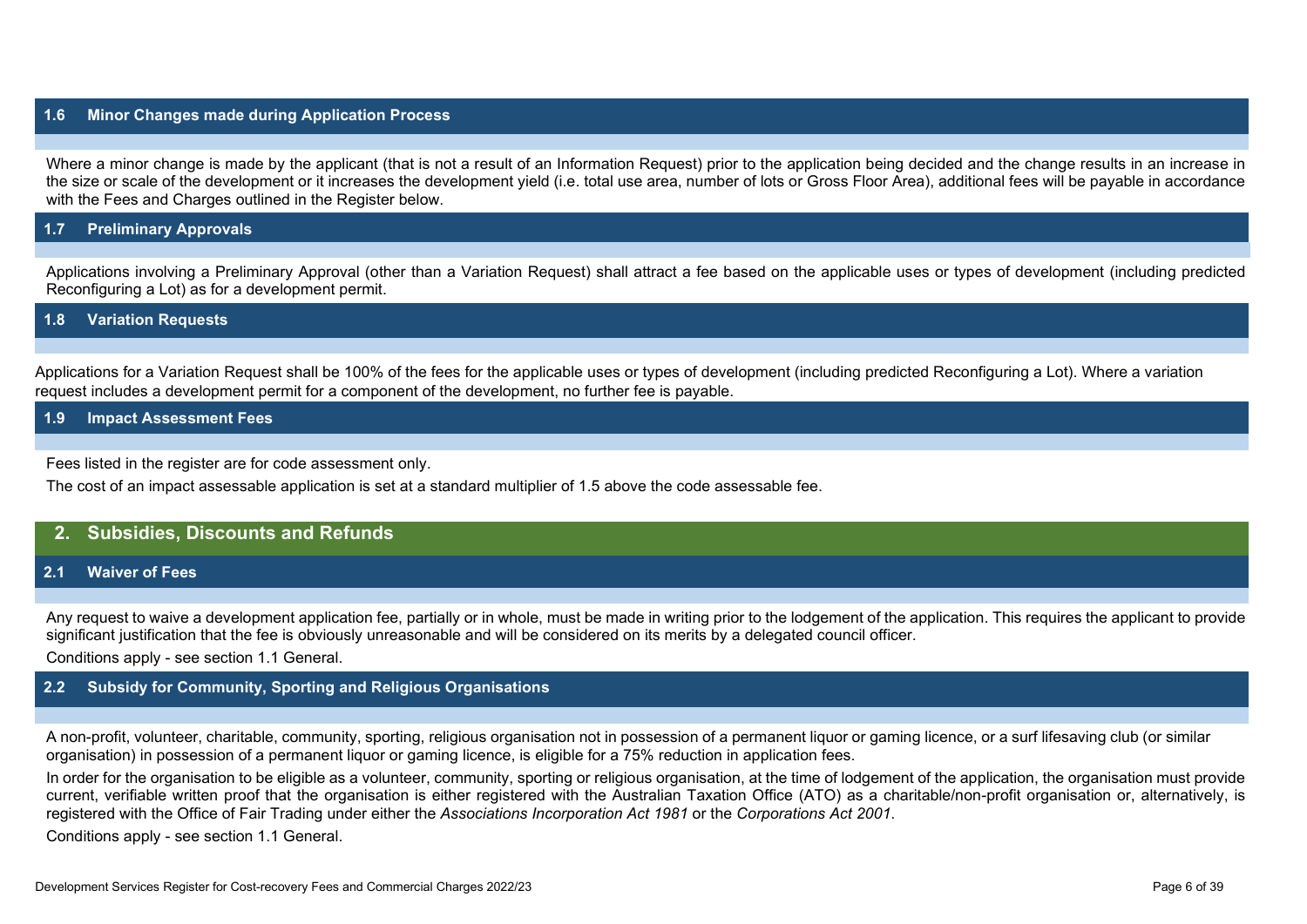### 1.6 Minor Changes made during Application Process

Where a minor change is made by the applicant (that is not a result of an Information Request) prior to the application being decided and the change results in an increase in the size or scale of the development or it increases the development yield (i.e. total use area, number of lots or Gross Floor Area), additional fees will be payable in accordance with the Fees and Charges outlined in the Register below.

### 1.7 Preliminary Approvals

Applications involving a Preliminary Approval (other than a Variation Request) shall attract a fee based on the applicable uses or types of development (including predicted Reconfiguring a Lot) as for a development permit.

### 1.8 Variation Requests

Applications for a Variation Request shall be 100% of the fees for the applicable uses or types of development (including predicted Reconfiguring a Lot). Where a variation request includes a development permit for a component of the development, no further fee is payable.

### 1.9 Impact Assessment Fees

Fees listed in the register are for code assessment only.

The cost of an impact assessable application is set at a standard multiplier of 1.5 above the code assessable fee.

## 2. Subsidies, Discounts and Refunds

### 2.1 Waiver of Fees

Any request to waive a development application fee, partially or in whole, must be made in writing prior to the lodgement of the application. This requires the applicant to provide significant justification that the fee is obviously unreasonable and will be considered on its merits by a delegated council officer.

Conditions apply - see section 1.1 General.

### 2.2 Subsidy for Community, Sporting and Religious Organisations

A non-profit, volunteer, charitable, community, sporting, religious organisation not in possession of a permanent liquor or gaming licence, or a surf lifesaving club (or similar organisation) in possession of a permanent liquor or gaming licence, is eligible for a 75% reduction in application fees.

In order for the organisation to be eligible as a volunteer, community, sporting or religious organisation, at the time of lodgement of the application, the organisation must provide current, verifiable written proof that the organisation is either registered with the Australian Taxation Office (ATO) as a charitable/non-profit organisation or, alternatively, is registered with the Office of Fair Trading under either the *Associations Incorporation Act 1981* or the *Corporations Act 2001*.

Conditions apply - see section 1.1 General.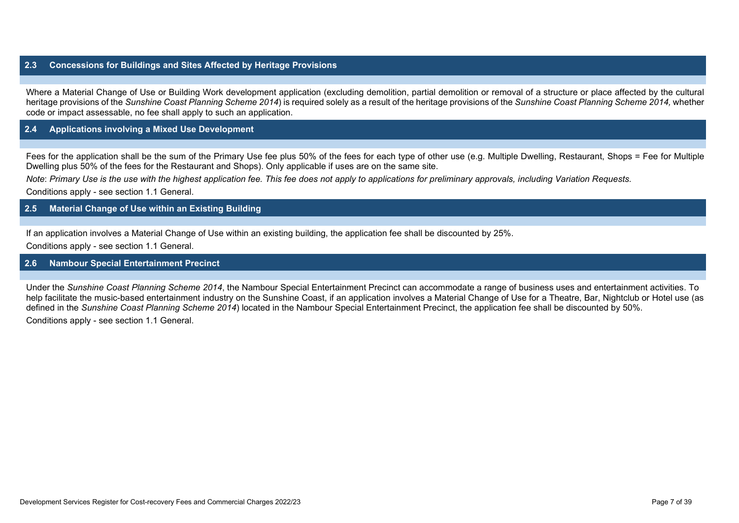## 2.3 Concessions for Buildings and Sites Affected by Heritage Provisions

Where a Material Change of Use or Building Work development application (excluding demolition, partial demolition or removal of a structure or place affected by the cultural heritage provisions of the *Sunshine Coast Planning Scheme 2014*) is required solely as a result of the heritage provisions of the *Sunshine Coast Planning Scheme 2014,* whether code or impact assessable, no fee shall apply to such an application.

## 2.4 Applications involving a Mixed Use Development

Fees for the application shall be the sum of the Primary Use fee plus 50% of the fees for each type of other use (e.g. Multiple Dwelling, Restaurant, Shops = Fee for Multiple Dwelling plus 50% of the fees for the Restaurant and Shops). Only applicable if uses are on the same site.

Note: *Primary Use is the use with the highest application fee. This fee does not apply to applications for preliminary approvals, including Variation Requests.*

Conditions apply - see section 1.1 General.

## 2.5 Material Change of Use within an Existing Building

If an application involves a Material Change of Use within an existing building, the application fee shall be discounted by 25%.

Conditions apply - see section 1.1 General.

## 2.6 Nambour Special Entertainment Precinct

Under the *Sunshine Coast Planning Scheme 2014*, the Nambour Special Entertainment Precinct can accommodate a range of business uses and entertainment activities. To help facilitate the music-based entertainment industry on the Sunshine Coast, if an application involves a Material Change of Use for a Theatre, Bar, Nightclub or Hotel use (as defined in the *Sunshine Coast Planning Scheme 2014*) located in the Nambour Special Entertainment Precinct, the application fee shall be discounted by 50%.

Conditions apply - see section 1.1 General.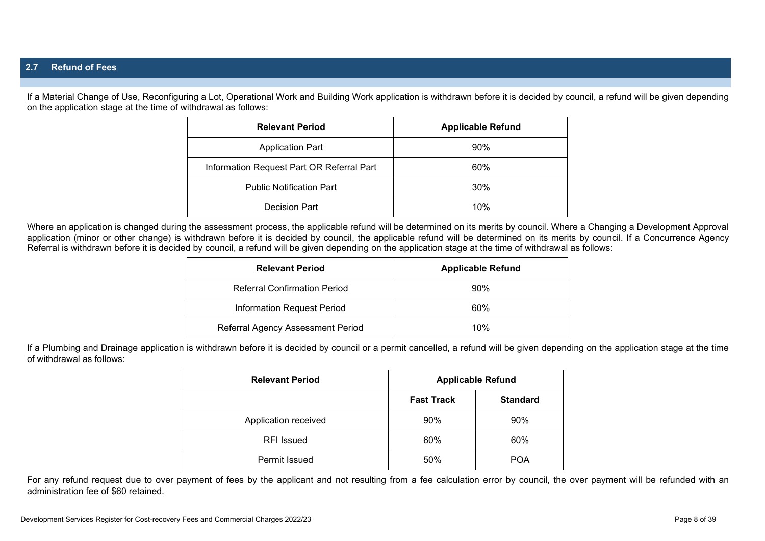## 2.7 Refund of Fees

If a Material Change of Use, Reconfiguring a Lot, Operational Work and Building Work application is withdrawn before it is decided by council, a refund will be given depending on the application stage at the time of withdrawal as follows:

| Relevant Period | Applicable Refund |
|---|---|
| Application Part | 90% |
| Information Request Part OR Referral Part | 60% |
| Public Notification Part | 30% |
| Decision Part | 10% |

Where an application is changed during the assessment process, the applicable refund will be determined on its merits by council. Where a Changing a Development Approval application (minor or other change) is withdrawn before it is decided by council, the applicable refund will be determined on its merits by council. If a Concurrence Agency Referral is withdrawn before it is decided by council, a refund will be given depending on the application stage at the time of withdrawal as follows:

| Relevant Period | Applicable Refund |
|---|---|
| Referral Confirmation Period | 90% |
| Information Request Period | 60% |
| Referral Agency Assessment Period | 10% |

If a Plumbing and Drainage application is withdrawn before it is decided by council or a permit cancelled, a refund will be given depending on the application stage at the time of withdrawal as follows:

| Relevant Period | Applicable Refund | |
|---|---|---|
| | **Fast Track** | **Standard** |
| Application received | 90% | 90% |
| RFI Issued | 60% | 60% |
| Permit Issued | 50% | POA |

For any refund request due to over payment of fees by the applicant and not resulting from a fee calculation error by council, the over payment will be refunded with an administration fee of $60 retained.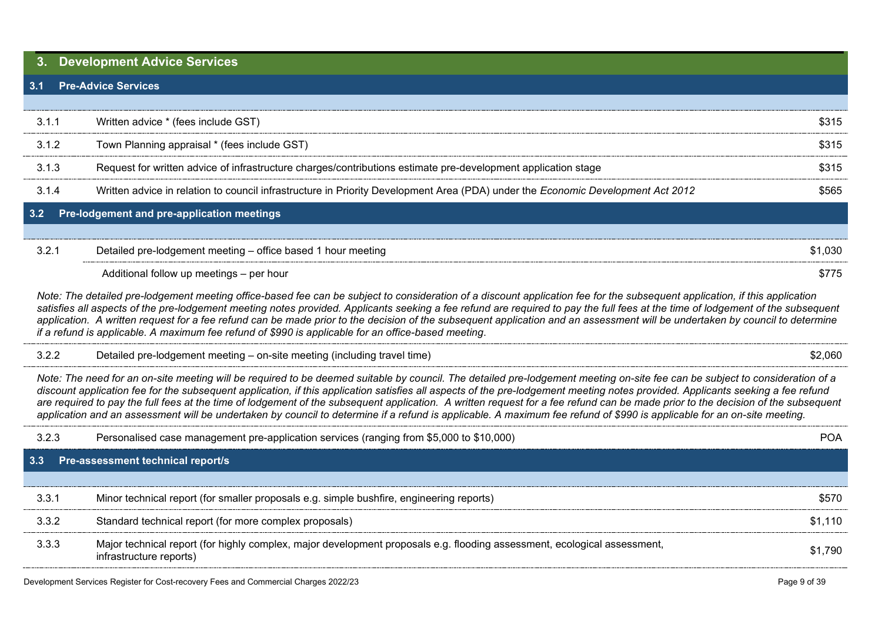## 3. Development Advice Services

### 3.1 Pre-Advice Services

| | | |
|---|---|---|
| 3.1.1 | Written advice * (fees include GST) | $315 |
| 3.1.2 | Town Planning appraisal * (fees include GST) | $315 |
| 3.1.3 | Request for written advice of infrastructure charges/contributions estimate pre-development application stage | $315 |
| 3.1.4 | Written advice in relation to council infrastructure in Priority Development Area (PDA) under the *Economic Development Act 2012* | $565 |

### 3.2 Pre-lodgement and pre-application meetings

| | | |
|---|---|---|
| 3.2.1 | Detailed pre-lodgement meeting – office based 1 hour meeting | $1,030 |
| | Additional follow up meetings – per hour | $775 |

*Note: The detailed pre-lodgement meeting office-based fee can be subject to consideration of a discount application fee for the subsequent application, if this application satisfies all aspects of the pre-lodgement meeting notes provided. Applicants seeking a fee refund are required to pay the full fees at the time of lodgement of the subsequent application. A written request for a fee refund can be made prior to the decision of the subsequent application and an assessment will be undertaken by council to determine if a refund is applicable. A maximum fee refund of $990 is applicable for an office-based meeting.*

| | | |
|---|---|---|
| 3.2.2 | Detailed pre-lodgement meeting – on-site meeting (including travel time) | $2,060 |

*Note: The need for an on-site meeting will be required to be deemed suitable by council. The detailed pre-lodgement meeting on-site fee can be subject to consideration of a discount application fee for the subsequent application, if this application satisfies all aspects of the pre-lodgement meeting notes provided. Applicants seeking a fee refund are required to pay the full fees at the time of lodgement of the subsequent application. A written request for a fee refund can be made prior to the decision of the subsequent application and an assessment will be undertaken by council to determine if a refund is applicable. A maximum fee refund of $990 is applicable for an on-site meeting.*

| | | |
|---|---|---|
| 3.2.3 | Personalised case management pre-application services (ranging from $5,000 to $10,000) | POA |

### 3.3 Pre-assessment technical report/s

| | | |
|---|---|---|
| 3.3.1 | Minor technical report (for smaller proposals e.g. simple bushfire, engineering reports) | $570 |
| 3.3.2 | Standard technical report (for more complex proposals) | $1,110 |
| 3.3.3 | Major technical report (for highly complex, major development proposals e.g. flooding assessment, ecological assessment, infrastructure reports) | $1,790 |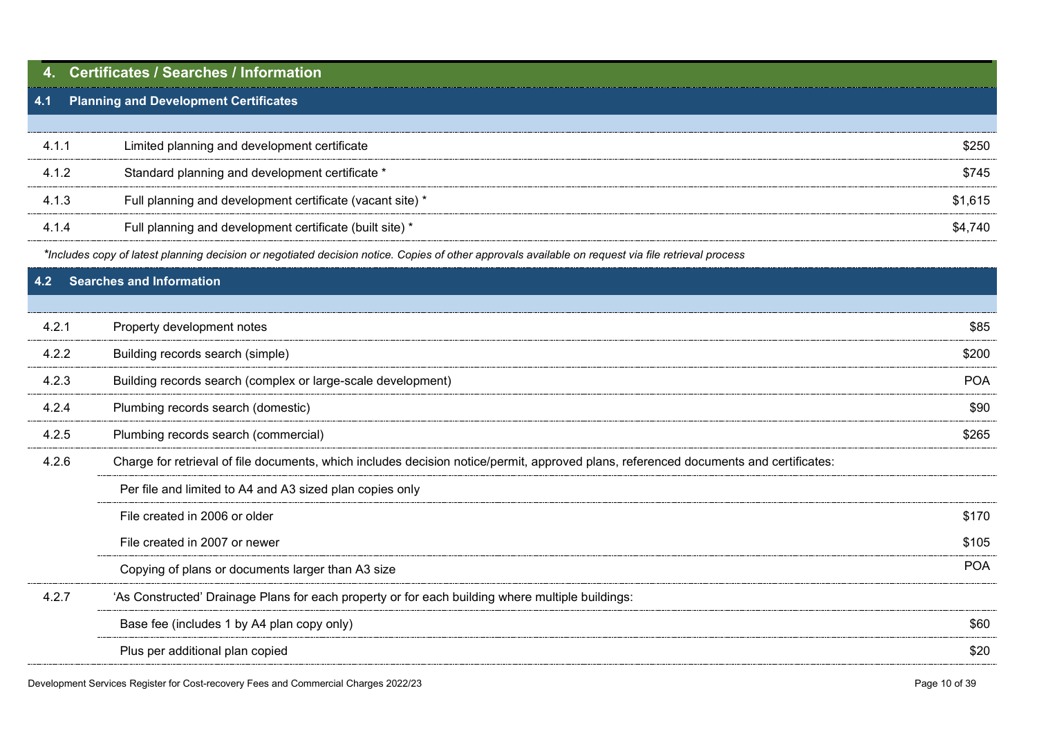## 4. Certificates / Searches / Information

### 4.1 Planning and Development Certificates

| | | |
|---|---|---|
| 4.1.1 | Limited planning and development certificate | $250 |
| 4.1.2 | Standard planning and development certificate * | $745 |
| 4.1.3 | Full planning and development certificate (vacant site) * | $1,615 |
| 4.1.4 | Full planning and development certificate (built site) * | $4,740 |

**Includes copy of latest planning decision or negotiated decision notice. Copies of other approvals available on request via file retrieval process*

### 4.2 Searches and Information

| | | |
|---|---|---|
| 4.2.1 | Property development notes | $85 |
| 4.2.2 | Building records search (simple) | $200 |
| 4.2.3 | Building records search (complex or large-scale development) | POA |
| 4.2.4 | Plumbing records search (domestic) | $90 |
| 4.2.5 | Plumbing records search (commercial) | $265 |
| 4.2.6 | Charge for retrieval of file documents, which includes decision notice/permit, approved plans, referenced documents and certificates: | |
| | Per file and limited to A4 and A3 sized plan copies only | |
| | File created in 2006 or older | $170 |
| | File created in 2007 or newer | $105 |
| | Copying of plans or documents larger than A3 size | POA |
| 4.2.7 | 'As Constructed' Drainage Plans for each property or for each building where multiple buildings: | |
| | Base fee (includes 1 by A4 plan copy only) | $60 |
| | Plus per additional plan copied | $20 |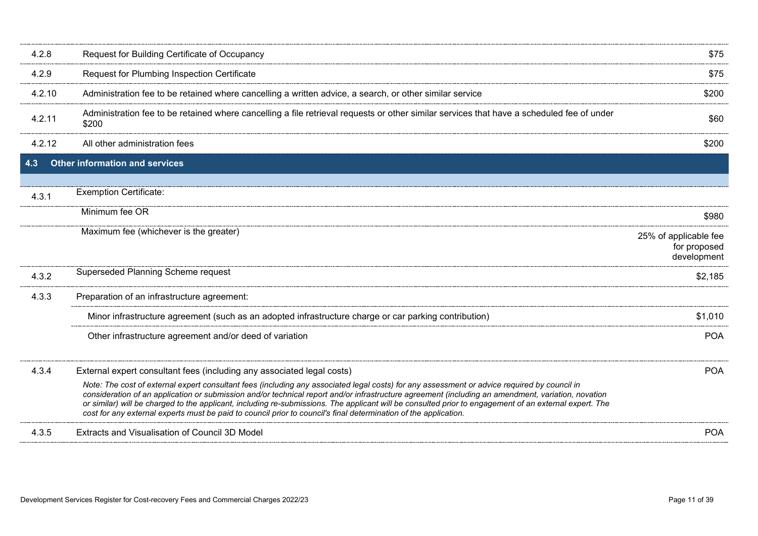| | | |
|---|---|---|
| 4.2.8 | Request for Building Certificate of Occupancy | $75 |
| 4.2.9 | Request for Plumbing Inspection Certificate | $75 |
| 4.2.10 | Administration fee to be retained where cancelling a written advice, a search, or other similar service | $200 |
| 4.2.11 | Administration fee to be retained where cancelling a file retrieval requests or other similar services that have a scheduled fee of under $200 | $60 |
| 4.2.12 | All other administration fees | $200 |
| **4.3** | **Other information and services** | |
| 4.3.1 | Exemption Certificate: | |
| | Minimum fee OR | $980 |
| | Maximum fee (whichever is the greater) | 25% of applicable fee for proposed development |
| 4.3.2 | Superseded Planning Scheme request | $2,185 |
| 4.3.3 | Preparation of an infrastructure agreement: | |
| | Minor infrastructure agreement (such as an adopted infrastructure charge or car parking contribution) | $1,010 |
| | Other infrastructure agreement and/or deed of variation | POA |
| 4.3.4 | External expert consultant fees (including any associated legal costs)<br>*Note: The cost of external expert consultant fees (including any associated legal costs) for any assessment or advice required by council in consideration of an application or submission and/or technical report and/or infrastructure agreement (including an amendment, variation, novation or similar) will be charged to the applicant, including re-submissions. The applicant will be consulted prior to engagement of an external expert. The cost for any external experts must be paid to council prior to council's final determination of the application.* | POA |
| 4.3.5 | Extracts and Visualisation of Council 3D Model | POA |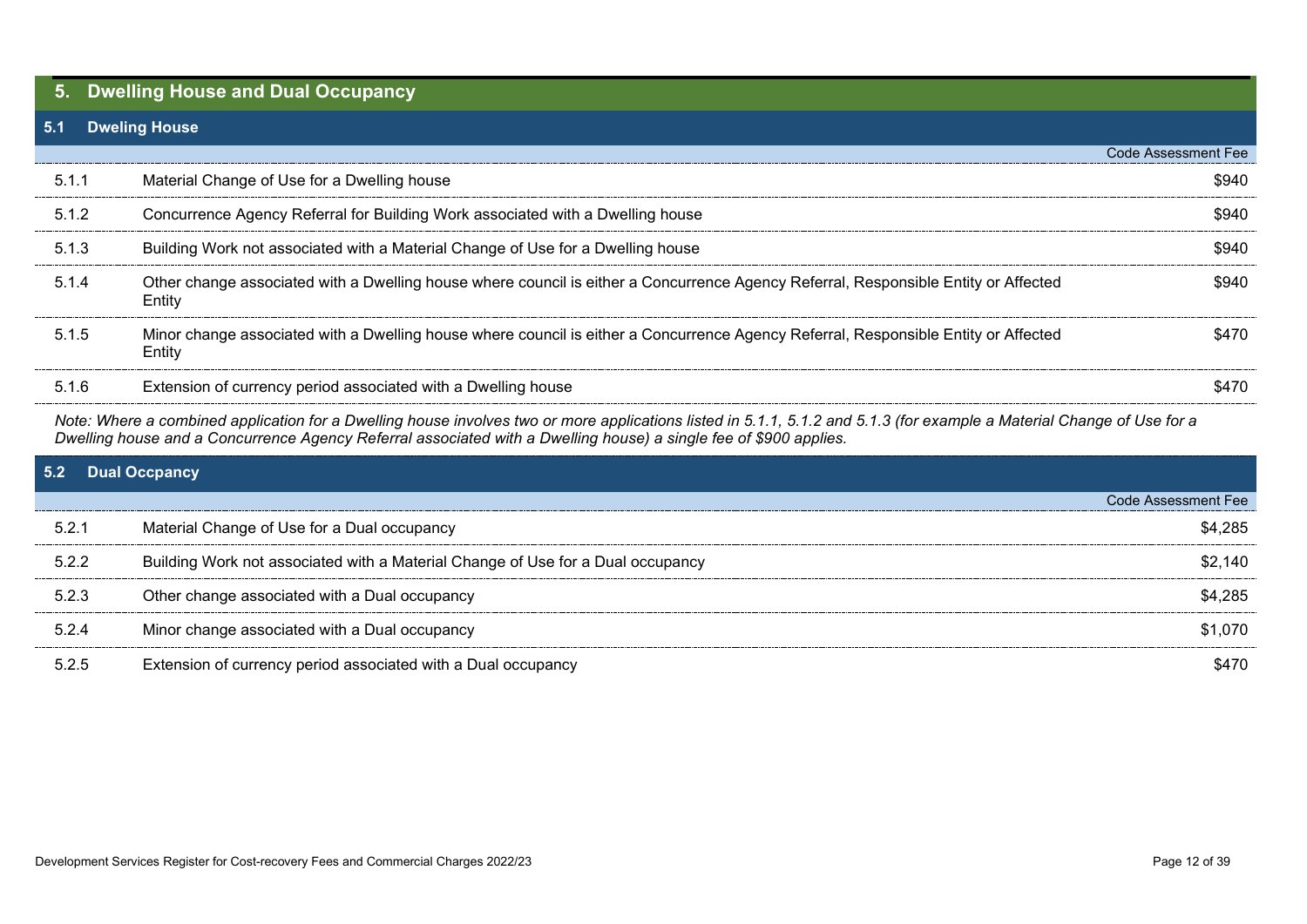## 5. Dwelling House and Dual Occupancy

### 5.1 Dweling House

| | | Code Assessment Fee |
|---|---|---|
| 5.1.1 | Material Change of Use for a Dwelling house | $940 |
| 5.1.2 | Concurrence Agency Referral for Building Work associated with a Dwelling house | $940 |
| 5.1.3 | Building Work not associated with a Material Change of Use for a Dwelling house | $940 |
| 5.1.4 | Other change associated with a Dwelling house where council is either a Concurrence Agency Referral, Responsible Entity or Affected Entity | $940 |
| 5.1.5 | Minor change associated with a Dwelling house where council is either a Concurrence Agency Referral, Responsible Entity or Affected Entity | $470 |
| 5.1.6 | Extension of currency period associated with a Dwelling house | $470 |

*Note: Where a combined application for a Dwelling house involves two or more applications listed in 5.1.1, 5.1.2 and 5.1.3 (for example a Material Change of Use for a Dwelling house and a Concurrence Agency Referral associated with a Dwelling house) a single fee of $900 applies.*

### 5.2 Dual Occpancy

| | | Code Assessment Fee |
|---|---|---|
| 5.2.1 | Material Change of Use for a Dual occupancy | $4,285 |
| 5.2.2 | Building Work not associated with a Material Change of Use for a Dual occupancy | $2,140 |
| 5.2.3 | Other change associated with a Dual occupancy | $4,285 |
| 5.2.4 | Minor change associated with a Dual occupancy | $1,070 |
| 5.2.5 | Extension of currency period associated with a Dual occupancy | $470 |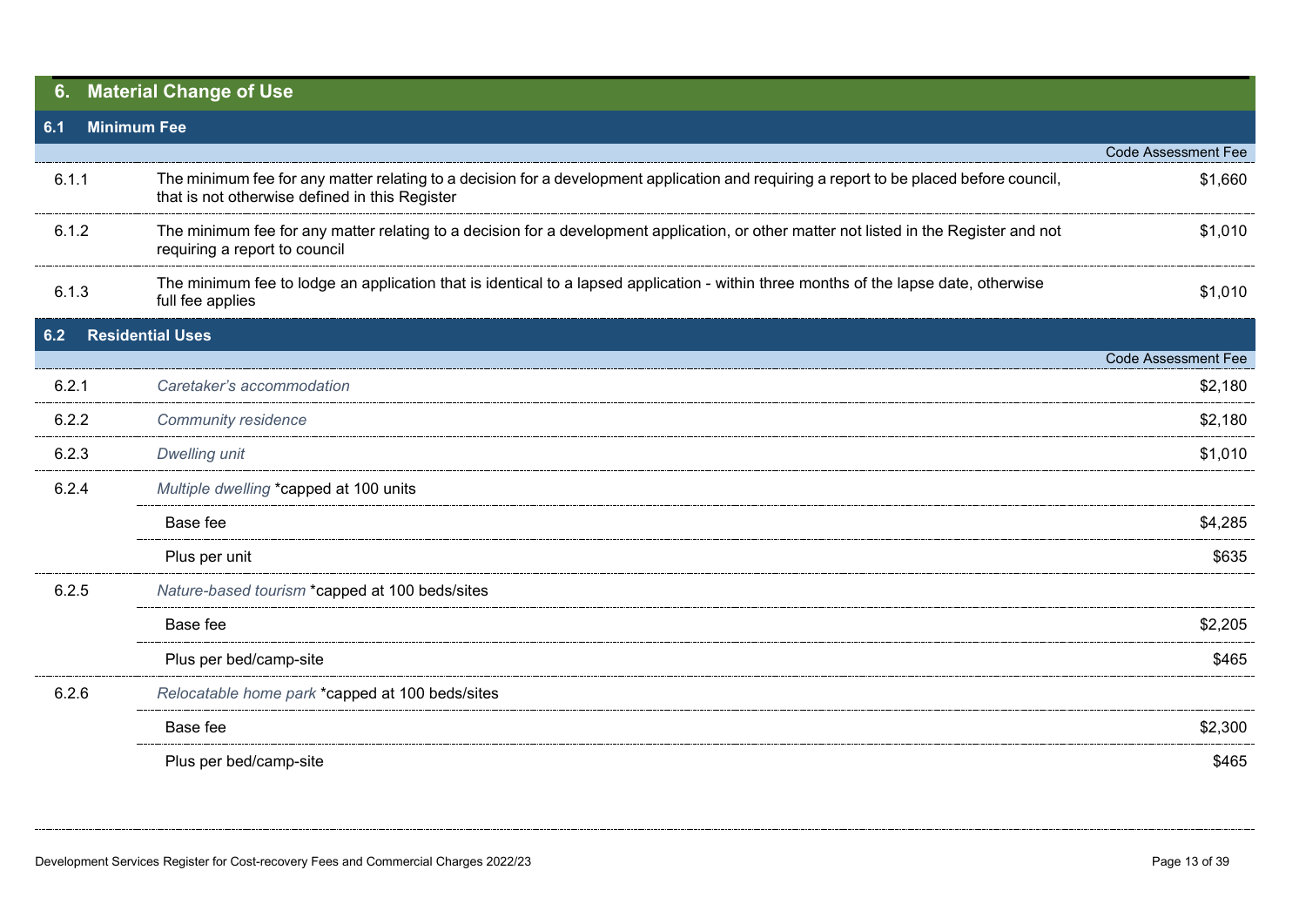## 6. Material Change of Use

### 6.1 Minimum Fee

| | | Code Assessment Fee |
|---|---|---|
| 6.1.1 | The minimum fee for any matter relating to a decision for a development application and requiring a report to be placed before council, that is not otherwise defined in this Register | $1,660 |
| 6.1.2 | The minimum fee for any matter relating to a decision for a development application, or other matter not listed in the Register and not requiring a report to council | $1,010 |
| 6.1.3 | The minimum fee to lodge an application that is identical to a lapsed application - within three months of the lapse date, otherwise full fee applies | $1,010 |

### 6.2 Residential Uses

| | | Code Assessment Fee |
|---|---|---|
| 6.2.1 | *Caretaker's accommodation* | $2,180 |
| 6.2.2 | *Community residence* | $2,180 |
| 6.2.3 | *Dwelling unit* | $1,010 |
| 6.2.4 | *Multiple dwelling* *capped at 100 units | |
| | Base fee | $4,285 |
| | Plus per unit | $635 |
| 6.2.5 | *Nature-based tourism* *capped at 100 beds/sites | |
| | Base fee | $2,205 |
| | Plus per bed/camp-site | $465 |
| 6.2.6 | *Relocatable home park* *capped at 100 beds/sites | |
| | Base fee | $2,300 |
| | Plus per bed/camp-site | $465 |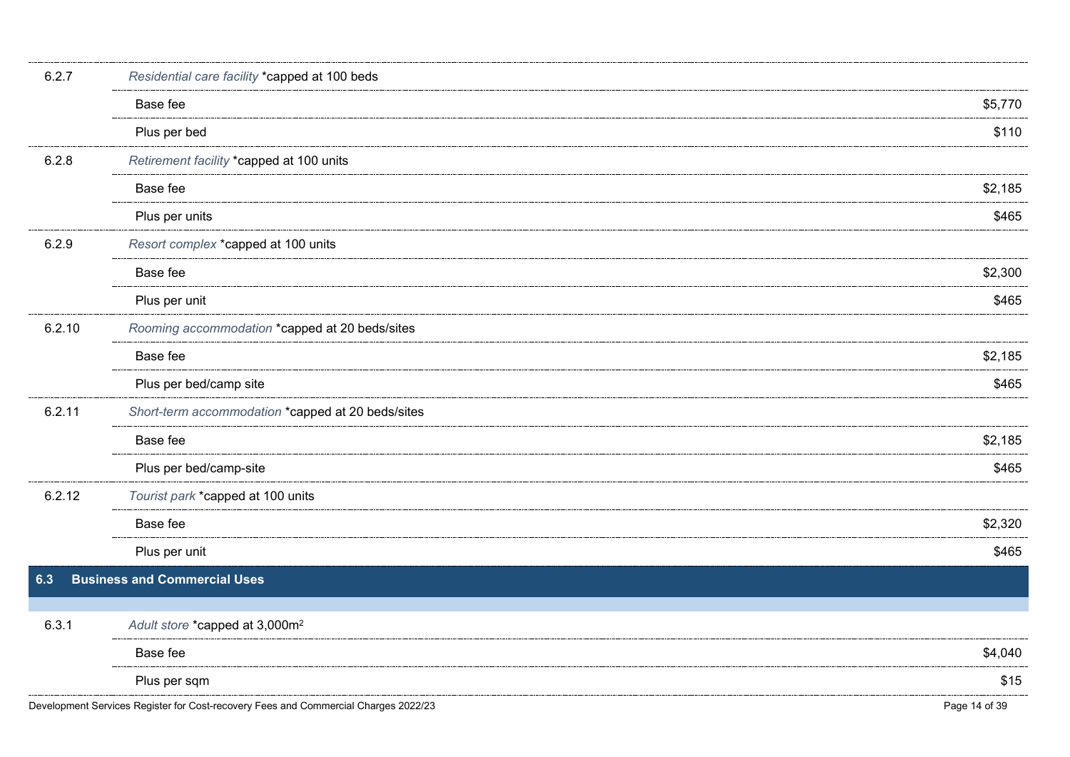| | | |
|---|---|---|
| 6.2.7 | *Residential care facility* *capped at 100 beds | |
| | Base fee | $5,770 |
| | Plus per bed | $110 |
| 6.2.8 | *Retirement facility* *capped at 100 units | |
| | Base fee | $2,185 |
| | Plus per units | $465 |
| 6.2.9 | *Resort complex* *capped at 100 units | |
| | Base fee | $2,300 |
| | Plus per unit | $465 |
| 6.2.10 | *Rooming accommodation* *capped at 20 beds/sites | |
| | Base fee | $2,185 |
| | Plus per bed/camp site | $465 |
| 6.2.11 | *Short-term accommodation* *capped at 20 beds/sites | |
| | Base fee | $2,185 |
| | Plus per bed/camp-site | $465 |
| 6.2.12 | *Tourist park* *capped at 100 units | |
| | Base fee | $2,320 |
| | Plus per unit | $465 |

## 6.3 Business and Commercial Uses

| | | |
|---|---|---|
| 6.3.1 | *Adult store* *capped at 3,000m$^2$ | |
| | Base fee | $4,040 |
| | Plus per sqm | $15 |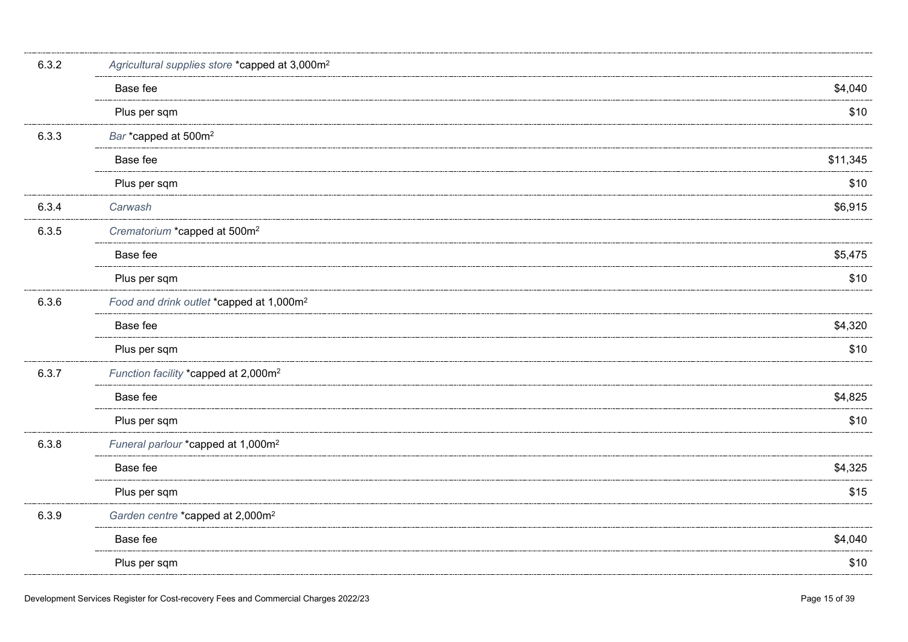| | | |
|---|---|---|
| 6.3.2 | *Agricultural supplies store* *capped at 3,000m² | |
| | Base fee | $4,040 |
| | Plus per sqm | $10 |
| 6.3.3 | *Bar* *capped at 500m² | |
| | Base fee | $11,345 |
| | Plus per sqm | $10 |
| 6.3.4 | *Carwash* | $6,915 |
| 6.3.5 | *Crematorium* *capped at 500m² | |
| | Base fee | $5,475 |
| | Plus per sqm | $10 |
| 6.3.6 | *Food and drink outlet* *capped at 1,000m² | |
| | Base fee | $4,320 |
| | Plus per sqm | $10 |
| 6.3.7 | *Function facility* *capped at 2,000m² | |
| | Base fee | $4,825 |
| | Plus per sqm | $10 |
| 6.3.8 | *Funeral parlour* *capped at 1,000m² | |
| | Base fee | $4,325 |
| | Plus per sqm | $15 |
| 6.3.9 | *Garden centre* *capped at 2,000m² | |
| | Base fee | $4,040 |
| | Plus per sqm | $10 |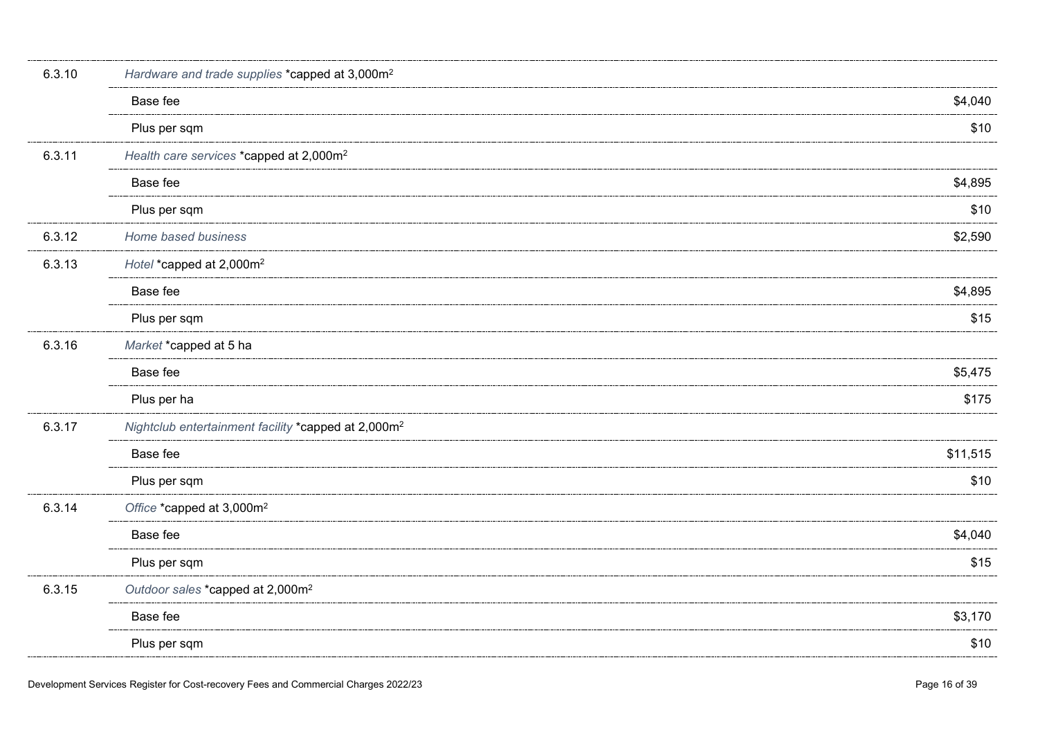| | | |
|---|---|---|
| 6.3.10 | *Hardware and trade supplies* *capped at 3,000m$^2$ | |
| | Base fee | $4,040 |
| | Plus per sqm | $10 |
| 6.3.11 | *Health care services* *capped at 2,000m$^2$ | |
| | Base fee | $4,895 |
| | Plus per sqm | $10 |
| 6.3.12 | *Home based business* | $2,590 |
| 6.3.13 | *Hotel* *capped at 2,000m$^2$ | |
| | Base fee | $4,895 |
| | Plus per sqm | $15 |
| 6.3.16 | *Market* *capped at 5 ha | |
| | Base fee | $5,475 |
| | Plus per ha | $175 |
| 6.3.17 | *Nightclub entertainment facility* *capped at 2,000m$^2$ | |
| | Base fee | $11,515 |
| | Plus per sqm | $10 |
| 6.3.14 | *Office* *capped at 3,000m$^2$ | |
| | Base fee | $4,040 |
| | Plus per sqm | $15 |
| 6.3.15 | *Outdoor sales* *capped at 2,000m$^2$ | |
| | Base fee | $3,170 |
| | Plus per sqm | $10 |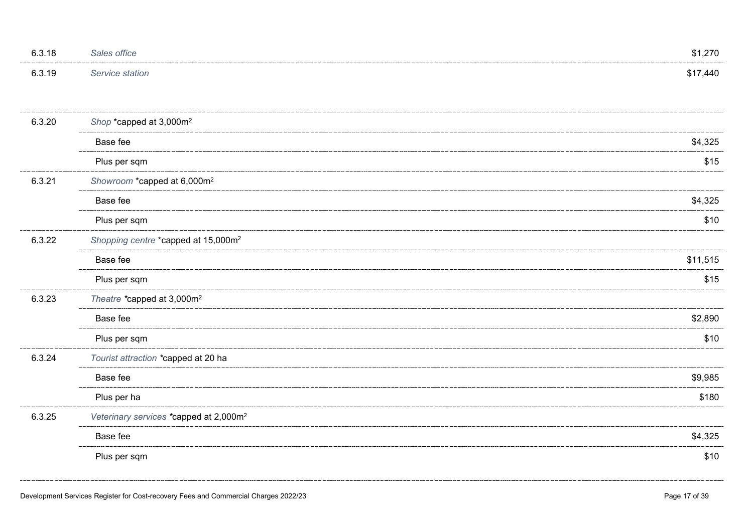| | | |
|---|---|---|
| 6.3.18 | *Sales office* | $1,270 |
| 6.3.19 | *Service station* | $17,440 |
| 6.3.20 | *Shop* *capped at 3,000m$^2$ | |
| | Base fee | $4,325 |
| | Plus per sqm | $15 |
| 6.3.21 | *Showroom* *capped at 6,000m$^2$ | |
| | Base fee | $4,325 |
| | Plus per sqm | $10 |
| 6.3.22 | *Shopping centre* *capped at 15,000m$^2$ | |
| | Base fee | $11,515 |
| | Plus per sqm | $15 |
| 6.3.23 | *Theatre* *capped at 3,000m$^2$ | |
| | Base fee | $2,890 |
| | Plus per sqm | $10 |
| 6.3.24 | *Tourist attraction* *capped at 20 ha | |
| | Base fee | $9,985 |
| | Plus per ha | $180 |
| 6.3.25 | *Veterinary services* *capped at 2,000m$^2$ | |
| | Base fee | $4,325 |
| | Plus per sqm | $10 |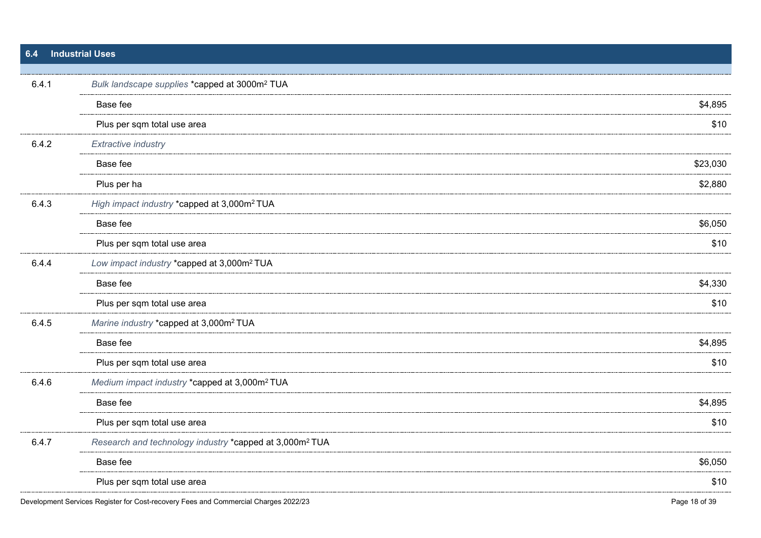## 6.4 Industrial Uses

| | | |
|---|---|---|
| 6.4.1 | *Bulk landscape supplies* *capped at 3000m² TUA | |
| | Base fee | $4,895 |
| | Plus per sqm total use area | $10 |
| 6.4.2 | *Extractive industry* | |
| | Base fee | $23,030 |
| | Plus per ha | $2,880 |
| 6.4.3 | *High impact industry* *capped at 3,000m² TUA | |
| | Base fee | $6,050 |
| | Plus per sqm total use area | $10 |
| 6.4.4 | *Low impact industry* *capped at 3,000m² TUA | |
| | Base fee | $4,330 |
| | Plus per sqm total use area | $10 |
| 6.4.5 | *Marine industry* *capped at 3,000m² TUA | |
| | Base fee | $4,895 |
| | Plus per sqm total use area | $10 |
| 6.4.6 | *Medium impact industry* *capped at 3,000m² TUA | |
| | Base fee | $4,895 |
| | Plus per sqm total use area | $10 |
| 6.4.7 | *Research and technology industry* *capped at 3,000m² TUA | |
| | Base fee | $6,050 |
| | Plus per sqm total use area | $10 |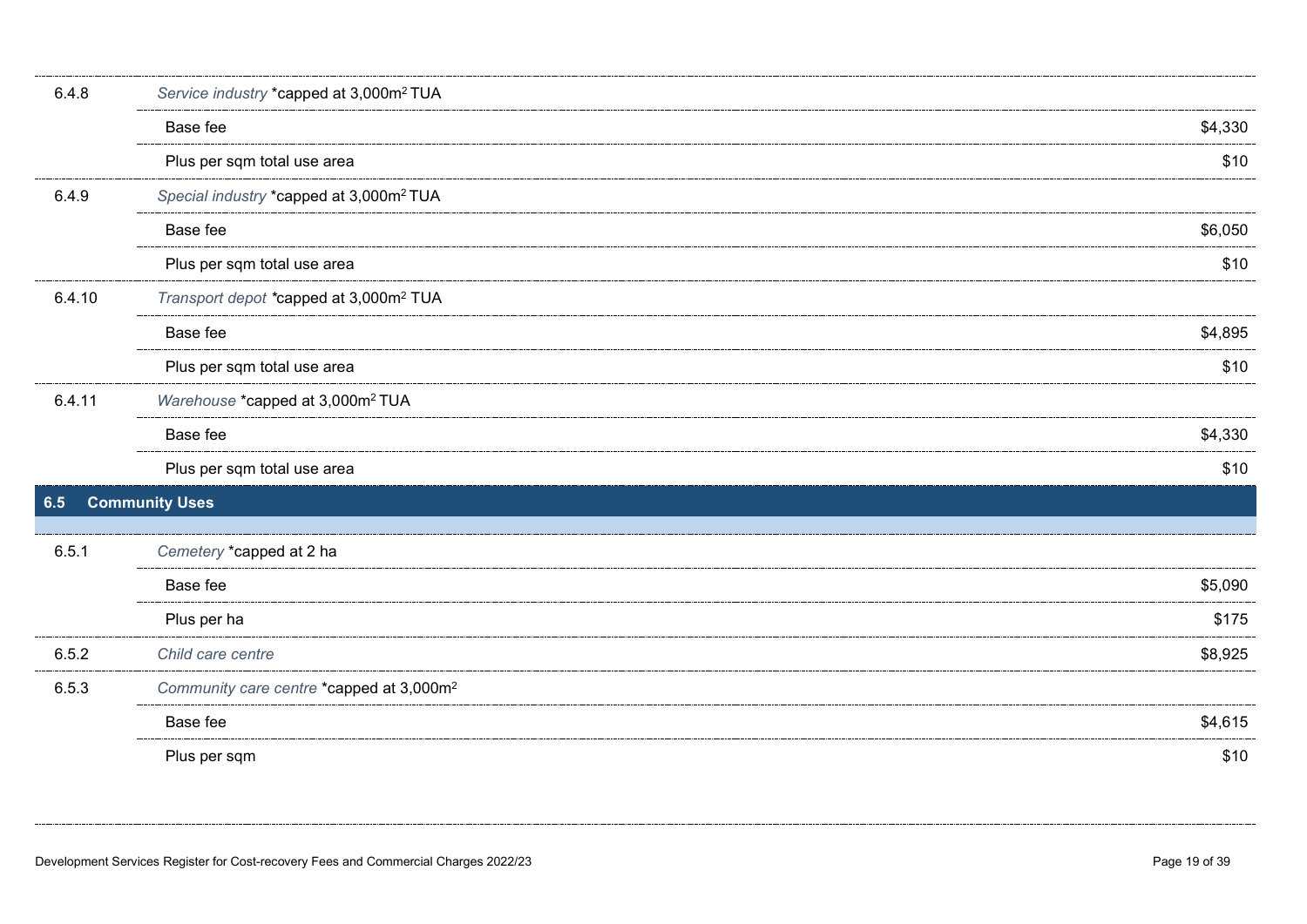| | | |
|---|---|---|
| 6.4.8 | *Service industry* *capped at 3,000m² TUA | |
| | Base fee | $4,330 |
| | Plus per sqm total use area | $10 |
| 6.4.9 | *Special industry* *capped at 3,000m² TUA | |
| | Base fee | $6,050 |
| | Plus per sqm total use area | $10 |
| 6.4.10 | *Transport depot* *capped at 3,000m² TUA | |
| | Base fee | $4,895 |
| | Plus per sqm total use area | $10 |
| 6.4.11 | *Warehouse* *capped at 3,000m² TUA | |
| | Base fee | $4,330 |
| | Plus per sqm total use area | $10 |

## 6.5 Community Uses

| | | |
|---|---|---|
| 6.5.1 | *Cemetery* *capped at 2 ha | |
| | Base fee | $5,090 |
| | Plus per ha | $175 |
| 6.5.2 | *Child care centre* | $8,925 |
| 6.5.3 | *Community care centre* *capped at 3,000m² | |
| | Base fee | $4,615 |
| | Plus per sqm | $10 |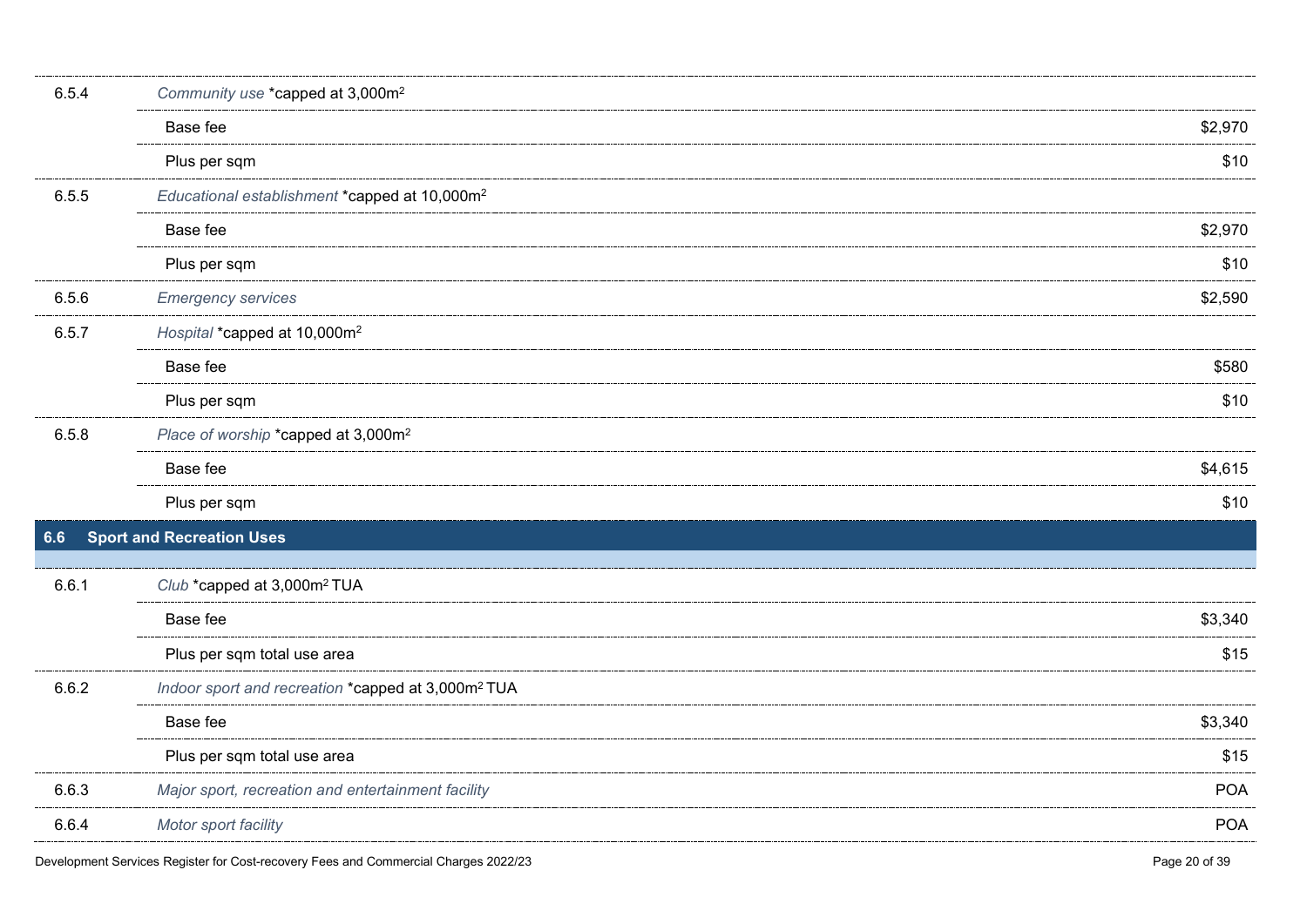| | | |
|---|---|---|
| 6.5.4 | *Community use* *capped at 3,000m² | |
| | Base fee | $2,970 |
| | Plus per sqm | $10 |
| 6.5.5 | *Educational establishment* *capped at 10,000m² | |
| | Base fee | $2,970 |
| | Plus per sqm | $10 |
| 6.5.6 | *Emergency services* | $2,590 |
| 6.5.7 | *Hospital* *capped at 10,000m² | |
| | Base fee | $580 |
| | Plus per sqm | $10 |
| 6.5.8 | *Place of worship* *capped at 3,000m² | |
| | Base fee | $4,615 |
| | Plus per sqm | $10 |

## 6.6 Sport and Recreation Uses

| | | |
|---|---|---|
| 6.6.1 | *Club* *capped at 3,000m² TUA | |
| | Base fee | $3,340 |
| | Plus per sqm total use area | $15 |
| 6.6.2 | *Indoor sport and recreation* *capped at 3,000m² TUA | |
| | Base fee | $3,340 |
| | Plus per sqm total use area | $15 |
| 6.6.3 | *Major sport, recreation and entertainment facility* | POA |
| 6.6.4 | *Motor sport facility* | POA |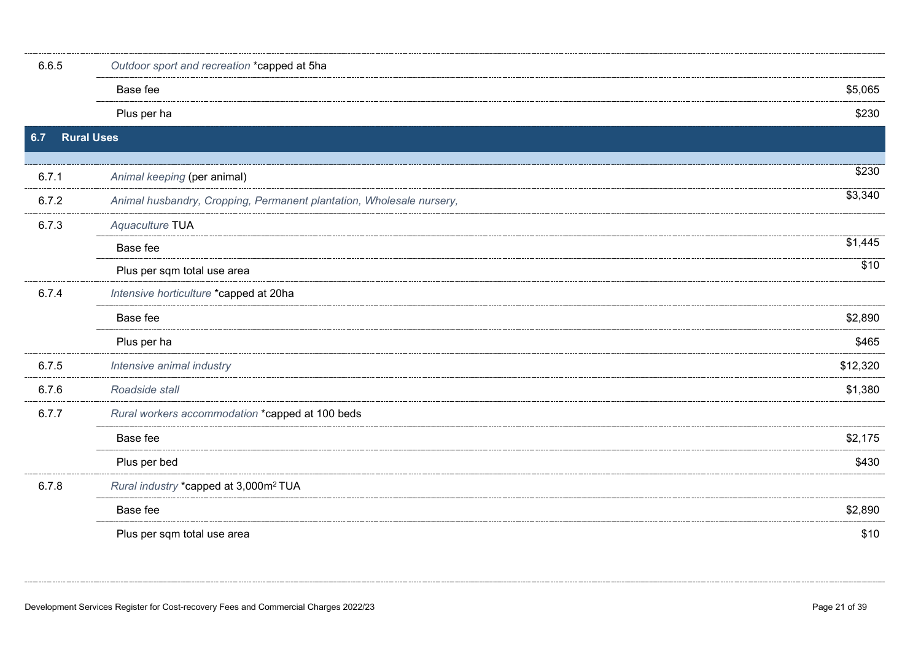| | | |
|---|---|---|
| 6.6.5 | *Outdoor sport and recreation* *capped at 5ha | |
| | Base fee | $5,065 |
| | Plus per ha | $230 |

## 6.7 Rural Uses

| | | |
|---|---|---|
| 6.7.1 | *Animal keeping* (per animal) | $230 |
| 6.7.2 | *Animal husbandry, Cropping, Permanent plantation, Wholesale nursery,* | $3,340 |
| 6.7.3 | *Aquaculture* TUA | |
| | Base fee | $1,445 |
| | Plus per sqm total use area | $10 |
| 6.7.4 | *Intensive horticulture* *capped at 20ha | |
| | Base fee | $2,890 |
| | Plus per ha | $465 |
| 6.7.5 | *Intensive animal industry* | $12,320 |
| 6.7.6 | *Roadside stall* | $1,380 |
| 6.7.7 | *Rural workers accommodation* *capped at 100 beds | |
| | Base fee | $2,175 |
| | Plus per bed | $430 |
| 6.7.8 | *Rural industry* *capped at 3,000m² TUA | |
| | Base fee | $2,890 |
| | Plus per sqm total use area | $10 |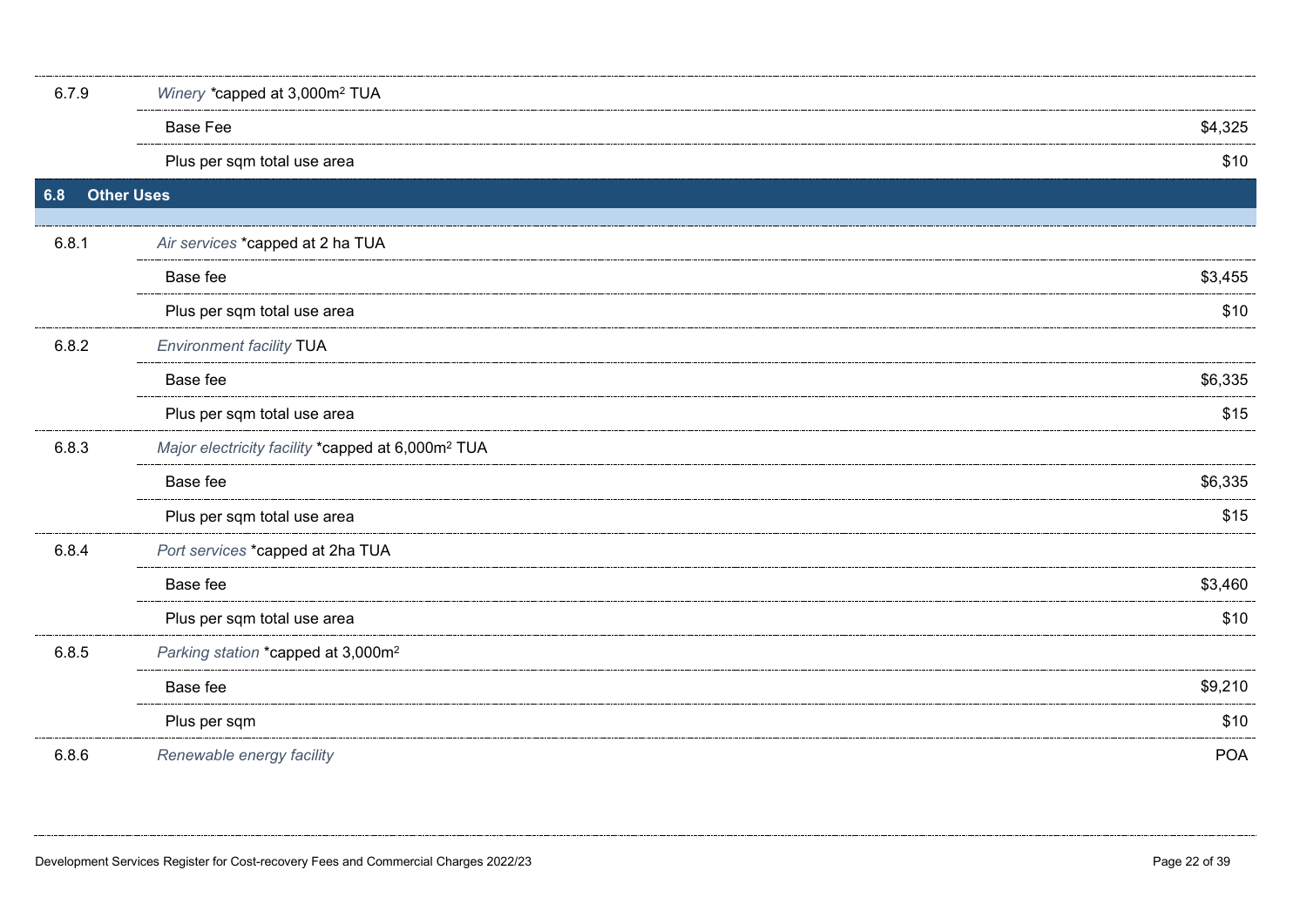| | | |
|---|---|---|
| 6.7.9 | *Winery* *capped at 3,000m$^2$ TUA | |
| | Base Fee | $4,325 |
| | Plus per sqm total use area | $10 |

## 6.8 Other Uses

| | | |
|---|---|---|
| 6.8.1 | *Air services* *capped at 2 ha TUA | |
| | Base fee | $3,455 |
| | Plus per sqm total use area | $10 |
| 6.8.2 | *Environment facility* TUA | |
| | Base fee | $6,335 |
| | Plus per sqm total use area | $15 |
| 6.8.3 | *Major electricity facility* *capped at 6,000m$^2$ TUA | |
| | Base fee | $6,335 |
| | Plus per sqm total use area | $15 |
| 6.8.4 | *Port services* *capped at 2ha TUA | |
| | Base fee | $3,460 |
| | Plus per sqm total use area | $10 |
| 6.8.5 | *Parking station* *capped at 3,000m$^2$ | |
| | Base fee | $9,210 |
| | Plus per sqm | $10 |
| 6.8.6 | *Renewable energy facility* | POA |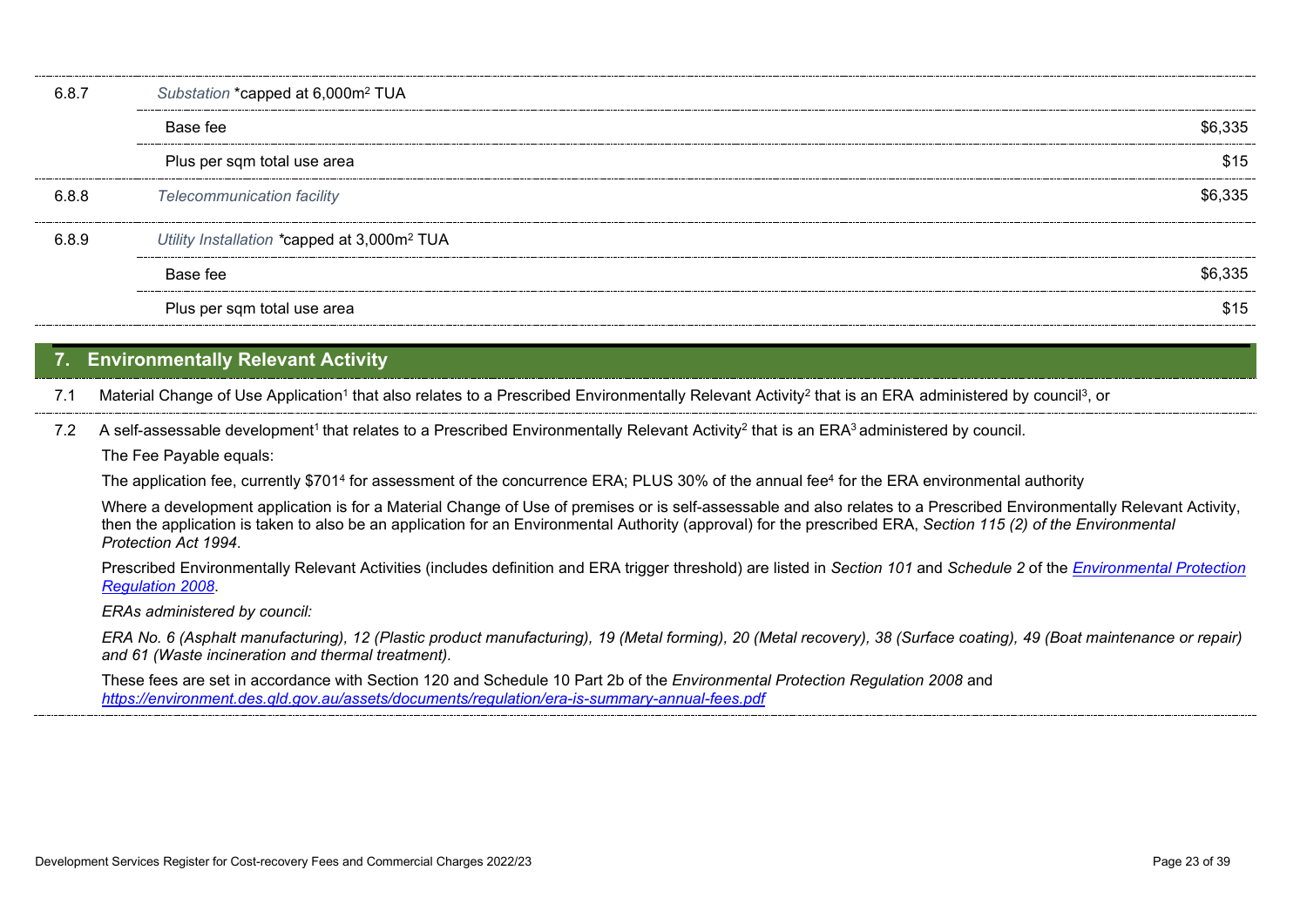| | | |
|---|---|---|
| 6.8.7 | *Substation* *capped at 6,000m² TUA | |
| | Base fee | $6,335 |
| | Plus per sqm total use area | $15 |
| 6.8.8 | *Telecommunication facility* | $6,335 |
| 6.8.9 | *Utility Installation* *capped at 3,000m² TUA | |
| | Base fee | $6,335 |
| | Plus per sqm total use area | $15 |

## 7. Environmentally Relevant Activity

7.1 Material Change of Use Application[1] that also relates to a Prescribed Environmentally Relevant Activity[2] that is an ERA administered by council[3], or

7.2 A self-assessable development[1] that relates to a Prescribed Environmentally Relevant Activity[2] that is an ERA[3] administered by council.

The Fee Payable equals:

The application fee, currently $701[4] for assessment of the concurrence ERA; PLUS 30% of the annual fee[4] for the ERA environmental authority

Where a development application is for a Material Change of Use of premises or is self-assessable and also relates to a Prescribed Environmentally Relevant Activity, then the application is taken to also be an application for an Environmental Authority (approval) for the prescribed ERA, *Section 115 (2) of the Environmental Protection Act 1994*.

Prescribed Environmentally Relevant Activities (includes definition and ERA trigger threshold) are listed in *Section 101* and *Schedule 2* of the *Environmental Protection Regulation 2008*.

*ERAs administered by council:*

*ERA No. 6 (Asphalt manufacturing), 12 (Plastic product manufacturing), 19 (Metal forming), 20 (Metal recovery), 38 (Surface coating), 49 (Boat maintenance or repair) and 61 (Waste incineration and thermal treatment).*

These fees are set in accordance with Section 120 and Schedule 10 Part 2b of the *Environmental Protection Regulation 2008* and *https://environment.des.qld.gov.au/assets/documents/regulation/era-is-summary-annual-fees.pdf*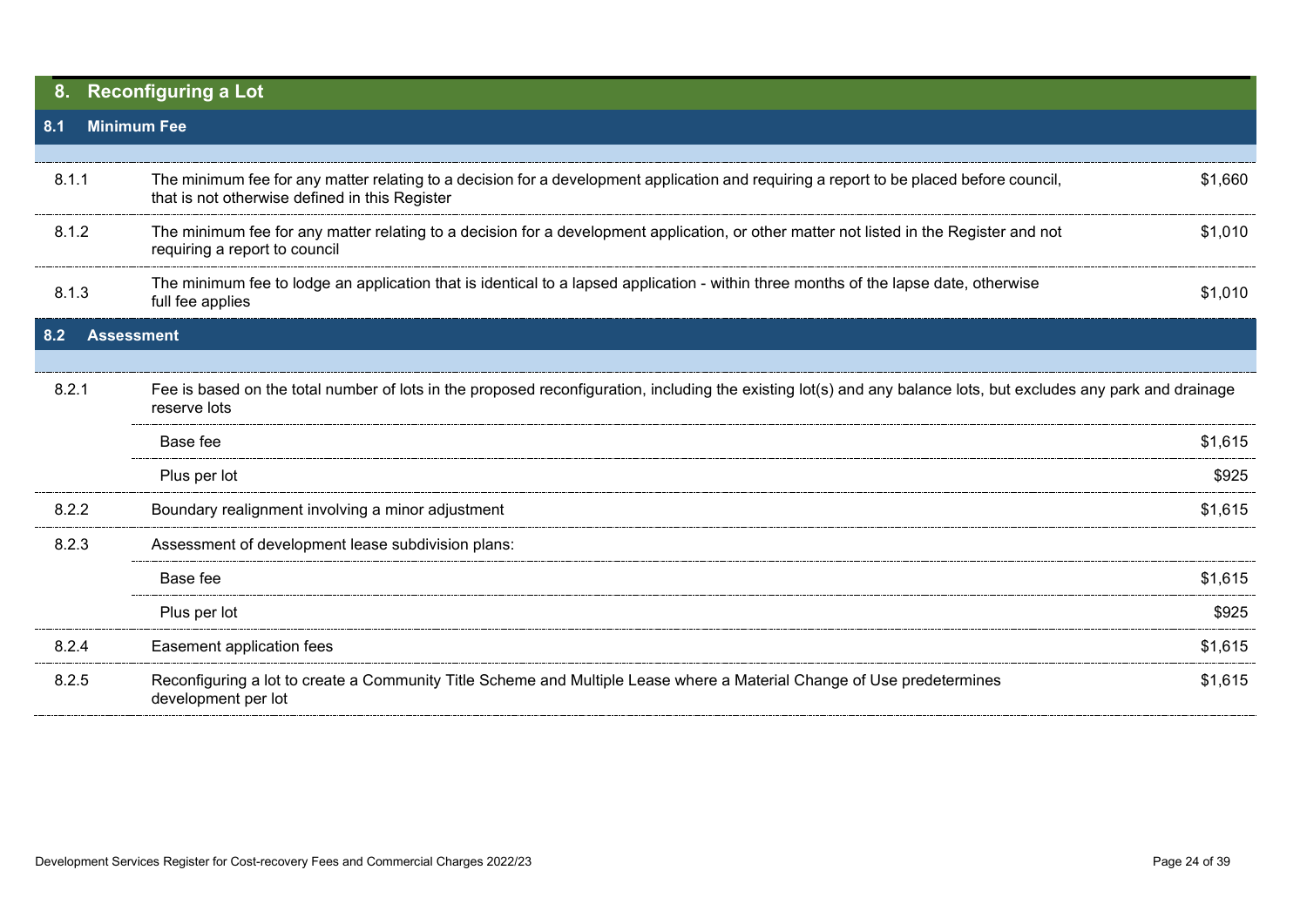## 8. Reconfiguring a Lot

### 8.1 Minimum Fee

| | | |
|---|---|---|
| 8.1.1 | The minimum fee for any matter relating to a decision for a development application and requiring a report to be placed before council, that is not otherwise defined in this Register | $1,660 |
| 8.1.2 | The minimum fee for any matter relating to a decision for a development application, or other matter not listed in the Register and not requiring a report to council | $1,010 |
| 8.1.3 | The minimum fee to lodge an application that is identical to a lapsed application - within three months of the lapse date, otherwise full fee applies | $1,010 |

### 8.2 Assessment

| | | |
|---|---|---|
| 8.2.1 | Fee is based on the total number of lots in the proposed reconfiguration, including the existing lot(s) and any balance lots, but excludes any park and drainage reserve lots | |
| | Base fee | $1,615 |
| | Plus per lot | $925 |
| 8.2.2 | Boundary realignment involving a minor adjustment | $1,615 |
| 8.2.3 | Assessment of development lease subdivision plans: | |
| | Base fee | $1,615 |
| | Plus per lot | $925 |
| 8.2.4 | Easement application fees | $1,615 |
| 8.2.5 | Reconfiguring a lot to create a Community Title Scheme and Multiple Lease where a Material Change of Use predetermines development per lot | $1,615 |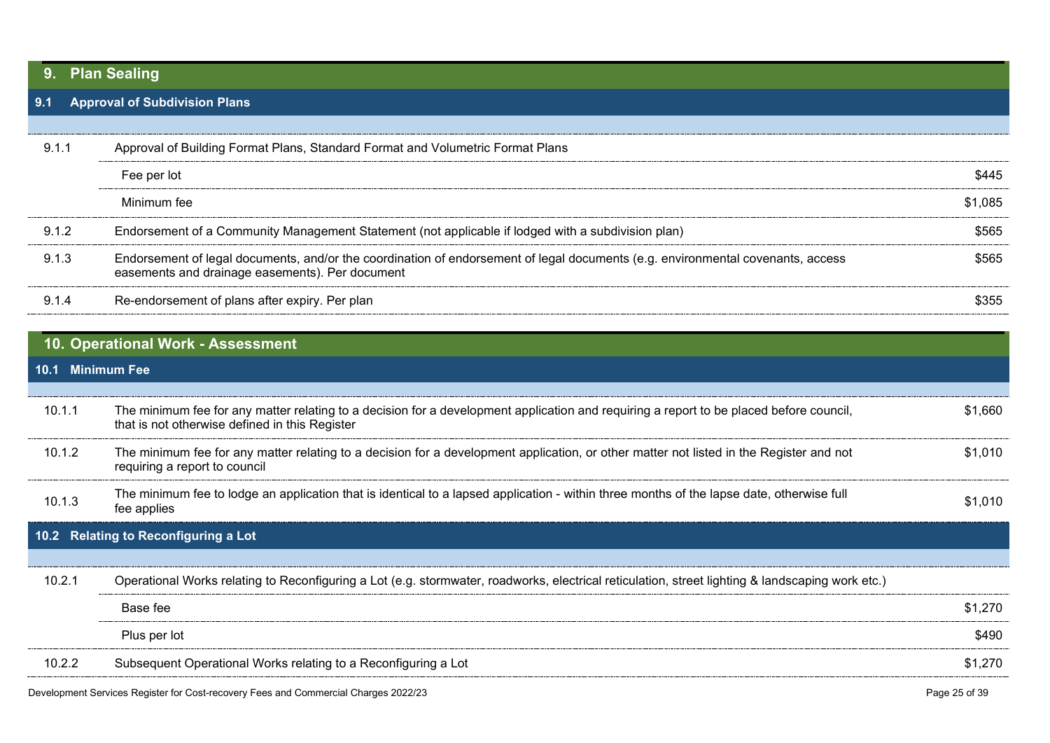## 9. Plan Sealing

### 9.1 Approval of Subdivision Plans

| | | |
|---|---|---|
| 9.1.1 | Approval of Building Format Plans, Standard Format and Volumetric Format Plans | |
| | Fee per lot | $445 |
| | Minimum fee | $1,085 |
| 9.1.2 | Endorsement of a Community Management Statement (not applicable if lodged with a subdivision plan) | $565 |
| 9.1.3 | Endorsement of legal documents, and/or the coordination of endorsement of legal documents (e.g. environmental covenants, access easements and drainage easements). Per document | $565 |
| 9.1.4 | Re-endorsement of plans after expiry. Per plan | $355 |

## 10. Operational Work - Assessment

### 10.1 Minimum Fee

| | | |
|---|---|---|
| 10.1.1 | The minimum fee for any matter relating to a decision for a development application and requiring a report to be placed before council, that is not otherwise defined in this Register | $1,660 |
| 10.1.2 | The minimum fee for any matter relating to a decision for a development application, or other matter not listed in the Register and not requiring a report to council | $1,010 |
| 10.1.3 | The minimum fee to lodge an application that is identical to a lapsed application - within three months of the lapse date, otherwise full fee applies | $1,010 |

### 10.2 Relating to Reconfiguring a Lot

| | | |
|---|---|---|
| 10.2.1 | Operational Works relating to Reconfiguring a Lot (e.g. stormwater, roadworks, electrical reticulation, street lighting & landscaping work etc.) | |
| | Base fee | $1,270 |
| | Plus per lot | $490 |
| 10.2.2 | Subsequent Operational Works relating to a Reconfiguring a Lot | $1,270 |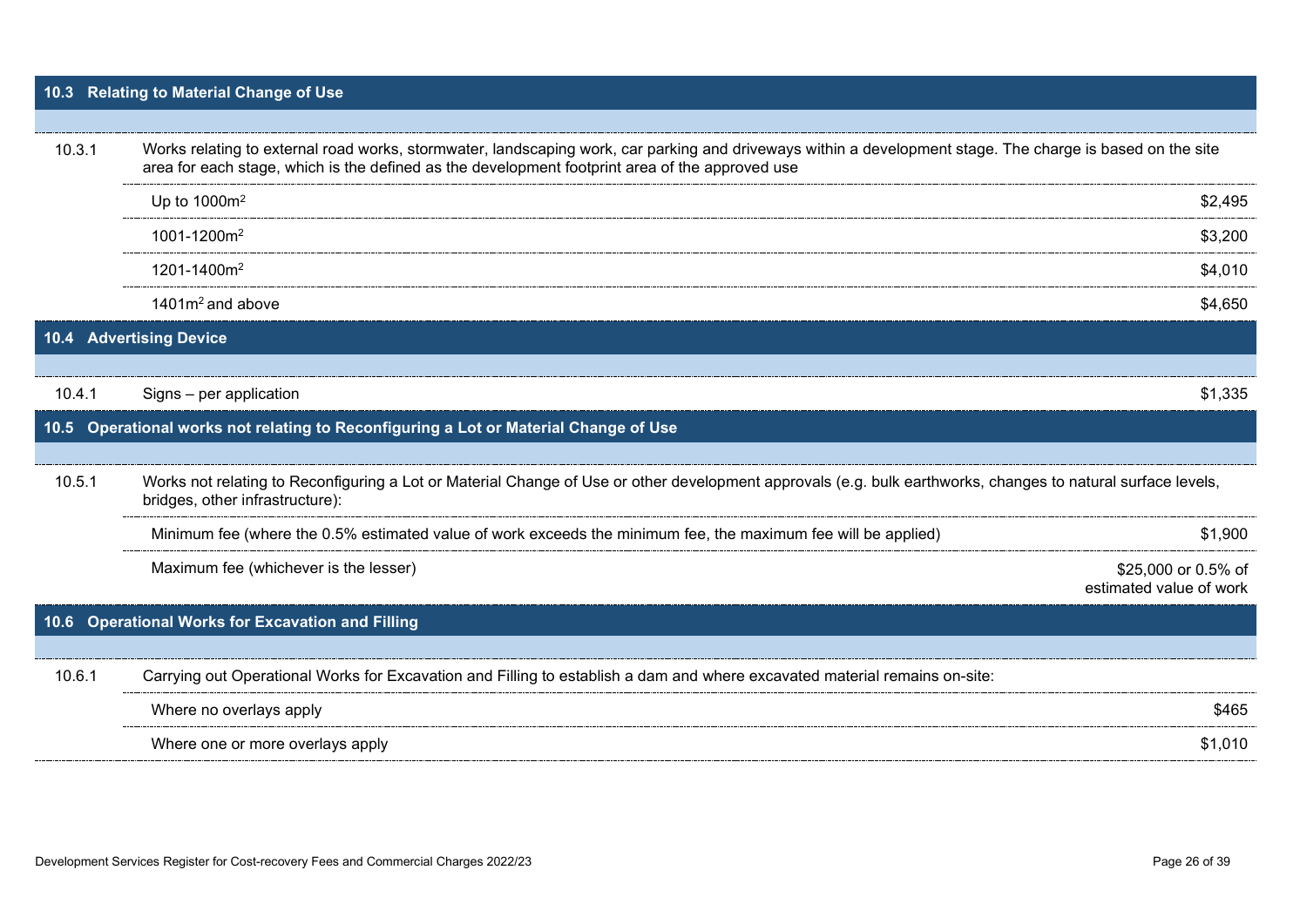## 10.3 Relating to Material Change of Use

| | | |
|---|---|---|
| 10.3.1 | Works relating to external road works, stormwater, landscaping work, car parking and driveways within a development stage. The charge is based on the site area for each stage, which is the defined as the development footprint area of the approved use | |
| | Up to 1000m$^2$ | $2,495 |
| | 1001-1200m$^2$ | $3,200 |
| | 1201-1400m$^2$ | $4,010 |
| | 1401m$^2$ and above | $4,650 |

## 10.4 Advertising Device

| | | |
|---|---|---|
| 10.4.1 | Signs – per application | $1,335 |

## 10.5 Operational works not relating to Reconfiguring a Lot or Material Change of Use

| | | |
|---|---|---|
| 10.5.1 | Works not relating to Reconfiguring a Lot or Material Change of Use or other development approvals (e.g. bulk earthworks, changes to natural surface levels, bridges, other infrastructure): | |
| | Minimum fee (where the 0.5% estimated value of work exceeds the minimum fee, the maximum fee will be applied) | $1,900 |
| | Maximum fee (whichever is the lesser) | $25,000 or 0.5% of estimated value of work |

## 10.6 Operational Works for Excavation and Filling

| | | |
|---|---|---|
| 10.6.1 | Carrying out Operational Works for Excavation and Filling to establish a dam and where excavated material remains on-site: | |
| | Where no overlays apply | $465 |
| | Where one or more overlays apply | $1,010 |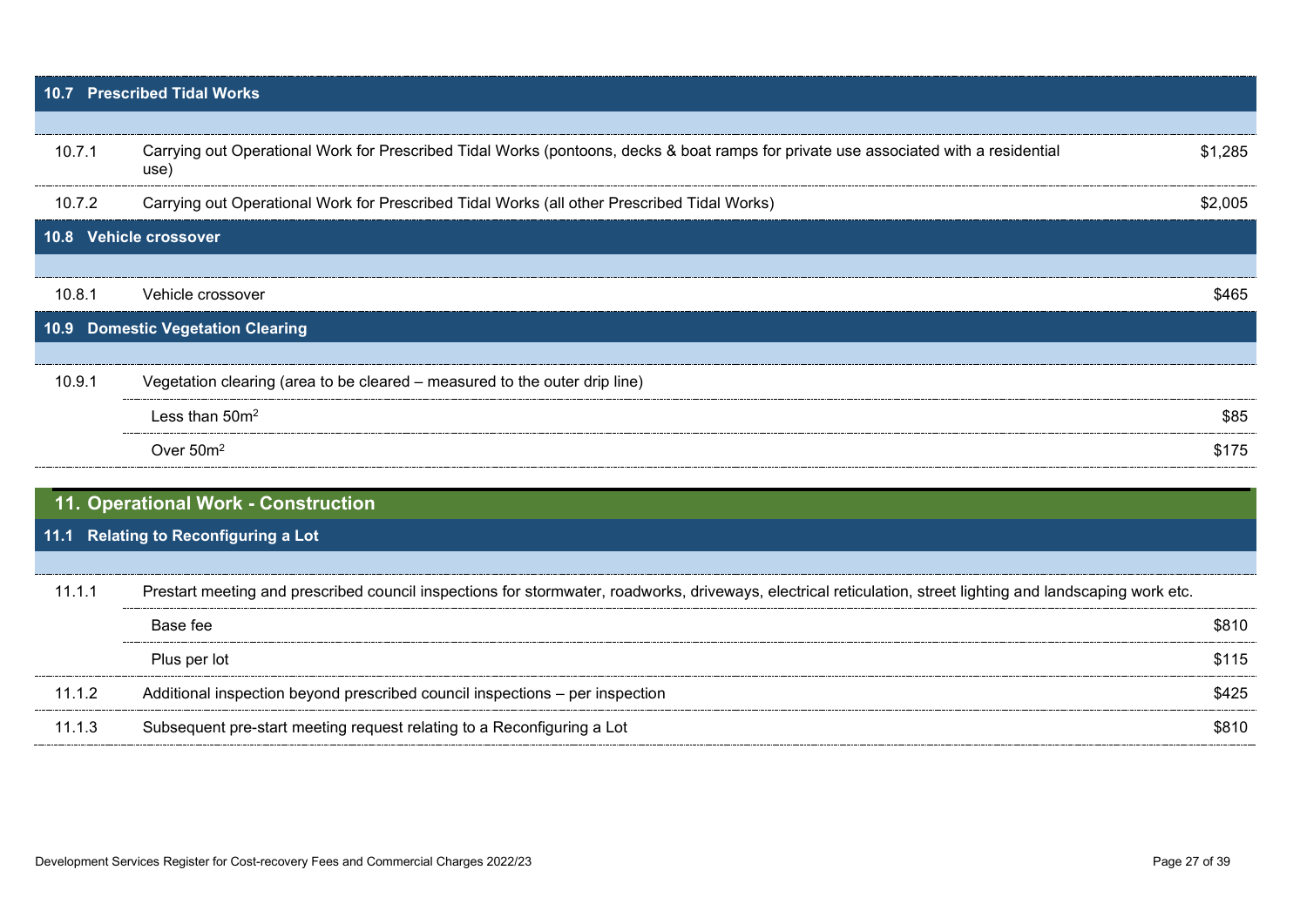### 10.7 Prescribed Tidal Works

| | | |
|---|---|---|
| 10.7.1 | Carrying out Operational Work for Prescribed Tidal Works (pontoons, decks & boat ramps for private use associated with a residential use) | $1,285 |
| 10.7.2 | Carrying out Operational Work for Prescribed Tidal Works (all other Prescribed Tidal Works) | $2,005 |

### 10.8 Vehicle crossover

| | | |
|---|---|---|
| 10.8.1 | Vehicle crossover | $465 |

### 10.9 Domestic Vegetation Clearing

| | | |
|---|---|---|
| 10.9.1 | Vegetation clearing (area to be cleared – measured to the outer drip line) | |
| | Less than 50m$^2$ | $85 |
| | Over 50m$^2$ | $175 |

## 11. Operational Work - Construction

### 11.1 Relating to Reconfiguring a Lot

| | | |
|---|---|---|
| 11.1.1 | Prestart meeting and prescribed council inspections for stormwater, roadworks, driveways, electrical reticulation, street lighting and landscaping work etc. | |
| | Base fee | $810 |
| | Plus per lot | $115 |
| 11.1.2 | Additional inspection beyond prescribed council inspections – per inspection | $425 |
| 11.1.3 | Subsequent pre-start meeting request relating to a Reconfiguring a Lot | $810 |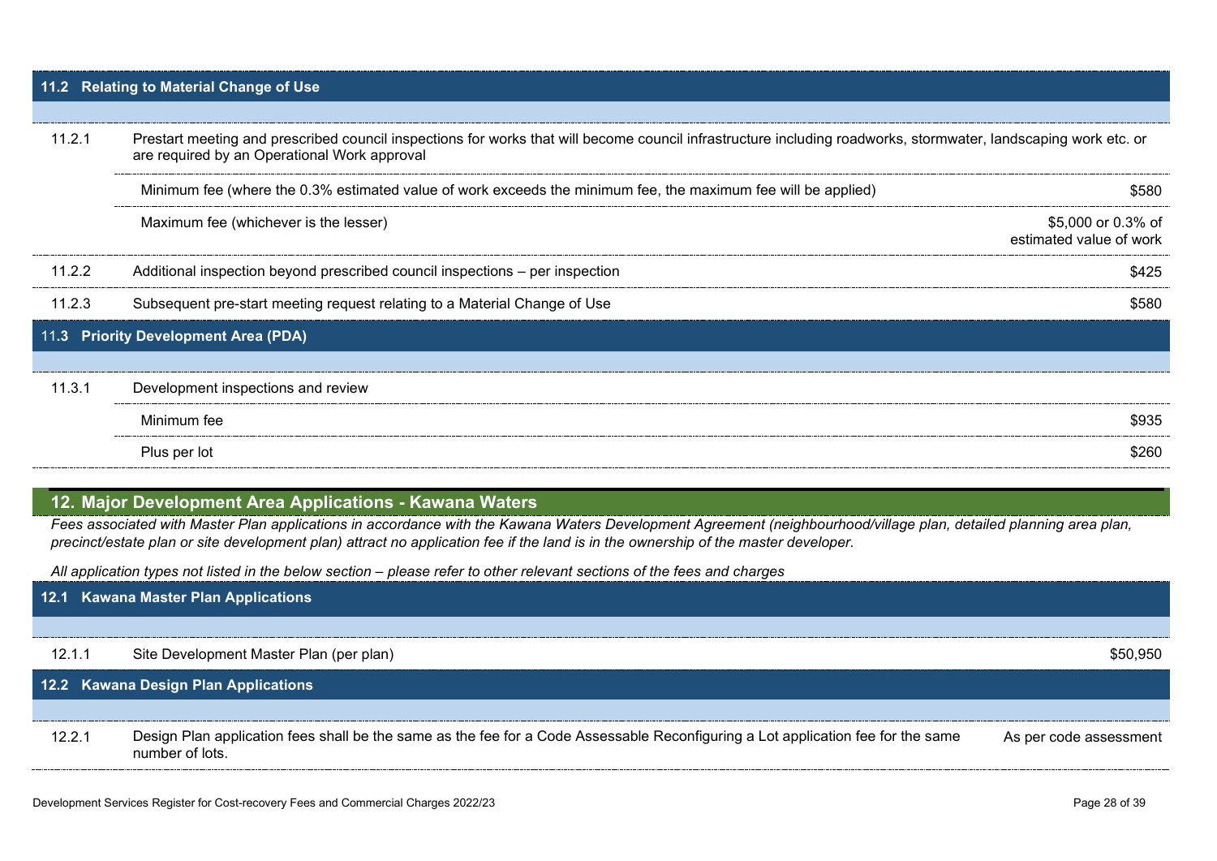### 11.2 Relating to Material Change of Use

| | | |
|---|---|---|
| 11.2.1 | Prestart meeting and prescribed council inspections for works that will become council infrastructure including roadworks, stormwater, landscaping work etc. or are required by an Operational Work approval | |
| | Minimum fee (where the 0.3% estimated value of work exceeds the minimum fee, the maximum fee will be applied) | $580 |
| | Maximum fee (whichever is the lesser) | $5,000 or 0.3% of estimated value of work |
| 11.2.2 | Additional inspection beyond prescribed council inspections – per inspection | $425 |
| 11.2.3 | Subsequent pre-start meeting request relating to a Material Change of Use | $580 |

### 11.3 Priority Development Area (PDA)

| | | |
|---|---|---|
| 11.3.1 | Development inspections and review | |
| | Minimum fee | $935 |
| | Plus per lot | $260 |

## 12. Major Development Area Applications - Kawana Waters

*Fees associated with Master Plan applications in accordance with the Kawana Waters Development Agreement (neighbourhood/village plan, detailed planning area plan, precinct/estate plan or site development plan) attract no application fee if the land is in the ownership of the master developer.*

*All application types not listed in the below section – please refer to other relevant sections of the fees and charges*

### 12.1 Kawana Master Plan Applications

| | | |
|---|---|---|
| 12.1.1 | Site Development Master Plan (per plan) | $50,950 |

### 12.2 Kawana Design Plan Applications

| | | |
|---|---|---|
| 12.2.1 | Design Plan application fees shall be the same as the fee for a Code Assessable Reconfiguring a Lot application fee for the same number of lots. | As per code assessment |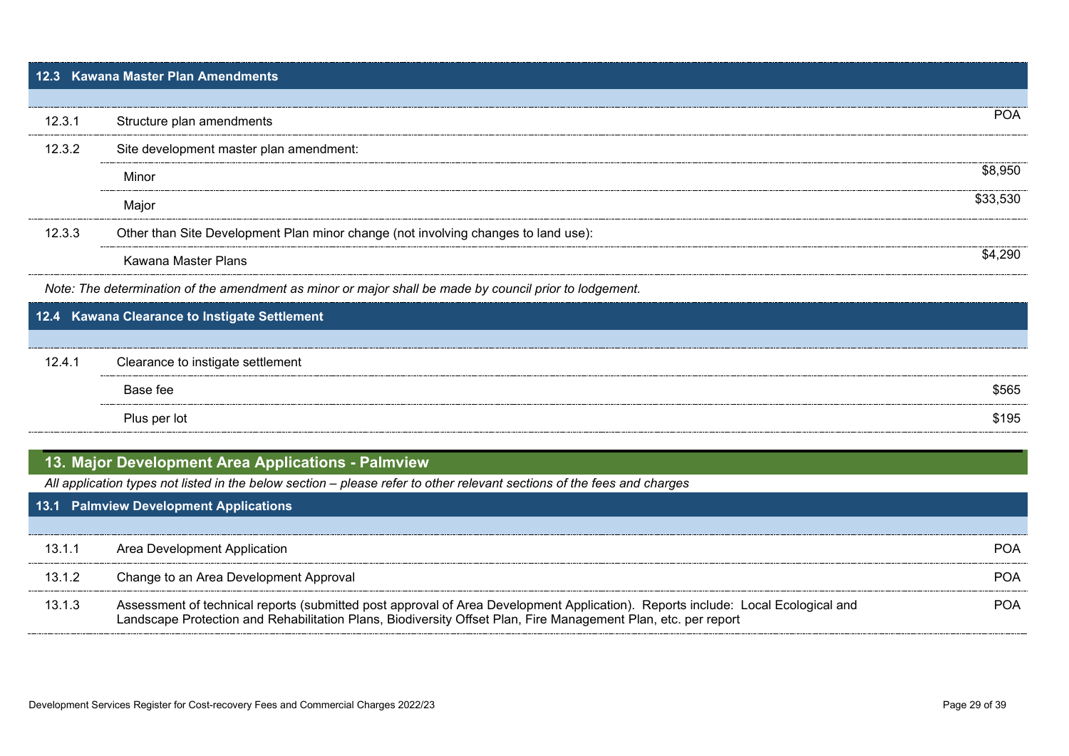### 12.3 Kawana Master Plan Amendments

| | | |
|---|---|---|
| 12.3.1 | Structure plan amendments | POA |
| 12.3.2 | Site development master plan amendment: | |
| | Minor | $8,950 |
| | Major | $33,530 |
| 12.3.3 | Other than Site Development Plan minor change (not involving changes to land use): | |
| | Kawana Master Plans | $4,290 |

*Note: The determination of the amendment as minor or major shall be made by council prior to lodgement.*

### 12.4 Kawana Clearance to Instigate Settlement

| | | |
|---|---|---|
| 12.4.1 | Clearance to instigate settlement | |
| | Base fee | $565 |
| | Plus per lot | $195 |

## 13. Major Development Area Applications - Palmview

*All application types not listed in the below section – please refer to other relevant sections of the fees and charges*

### 13.1 Palmview Development Applications

| | | |
|---|---|---|
| 13.1.1 | Area Development Application | POA |
| 13.1.2 | Change to an Area Development Approval | POA |
| 13.1.3 | Assessment of technical reports (submitted post approval of Area Development Application). Reports include: Local Ecological and Landscape Protection and Rehabilitation Plans, Biodiversity Offset Plan, Fire Management Plan, etc. per report | POA |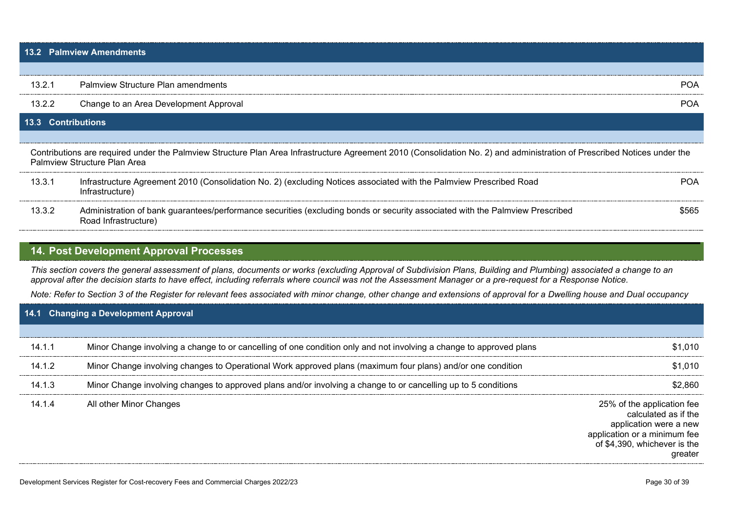### 13.2 Palmview Amendments

| | | |
|---|---|---|
| 13.2.1 | Palmview Structure Plan amendments | POA |
| 13.2.2 | Change to an Area Development Approval | POA |

### 13.3 Contributions

Contributions are required under the Palmview Structure Plan Area Infrastructure Agreement 2010 (Consolidation No. 2) and administration of Prescribed Notices under the Palmview Structure Plan Area

| | | |
|---|---|---|
| 13.3.1 | Infrastructure Agreement 2010 (Consolidation No. 2) (excluding Notices associated with the Palmview Prescribed Road Infrastructure) | POA |
| 13.3.2 | Administration of bank guarantees/performance securities (excluding bonds or security associated with the Palmview Prescribed Road Infrastructure) | $565 |

## 14. Post Development Approval Processes

*This section covers the general assessment of plans, documents or works (excluding Approval of Subdivision Plans, Building and Plumbing) associated a change to an approval after the decision starts to have effect, including referrals where council was not the Assessment Manager or a pre-request for a Response Notice.*

*Note: Refer to Section 3 of the Register for relevant fees associated with minor change, other change and extensions of approval for a Dwelling house and Dual occupancy*

### 14.1 Changing a Development Approval

| | | |
|---|---|---|
| 14.1.1 | Minor Change involving a change to or cancelling of one condition only and not involving a change to approved plans | $1,010 |
| 14.1.2 | Minor Change involving changes to Operational Work approved plans (maximum four plans) and/or one condition | $1,010 |
| 14.1.3 | Minor Change involving changes to approved plans and/or involving a change to or cancelling up to 5 conditions | $2,860 |
| 14.1.4 | All other Minor Changes | 25% of the application fee calculated as if the application were a new application or a minimum fee of $4,390, whichever is the greater |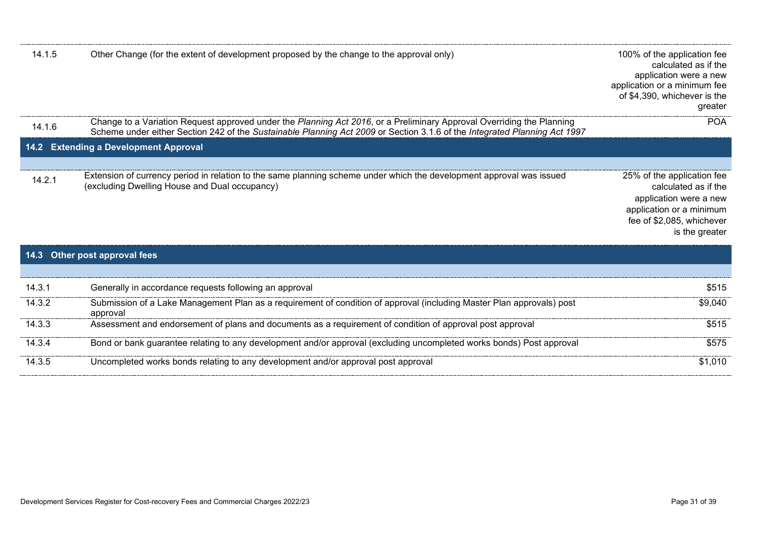| | | |
|---|---|---|
| 14.1.5 | Other Change (for the extent of development proposed by the change to the approval only) | 100% of the application fee calculated as if the application were a new application or a minimum fee of $4,390, whichever is the greater |
| 14.1.6 | Change to a Variation Request approved under the *Planning Act 2016*, or a Preliminary Approval Overriding the Planning Scheme under either Section 242 of the *Sustainable Planning Act 2009* or Section 3.1.6 of the *Integrated Planning Act 1997* | POA |

## 14.2 Extending a Development Approval

| | | |
|---|---|---|
| 14.2.1 | Extension of currency period in relation to the same planning scheme under which the development approval was issued (excluding Dwelling House and Dual occupancy) | 25% of the application fee calculated as if the application were a new application or a minimum fee of $2,085, whichever is the greater |

## 14.3 Other post approval fees

| | | |
|---|---|---|
| 14.3.1 | Generally in accordance requests following an approval | $515 |
| 14.3.2 | Submission of a Lake Management Plan as a requirement of condition of approval (including Master Plan approvals) post approval | $9,040 |
| 14.3.3 | Assessment and endorsement of plans and documents as a requirement of condition of approval post approval | $515 |
| 14.3.4 | Bond or bank guarantee relating to any development and/or approval (excluding uncompleted works bonds) Post approval | $575 |
| 14.3.5 | Uncompleted works bonds relating to any development and/or approval post approval | $1,010 |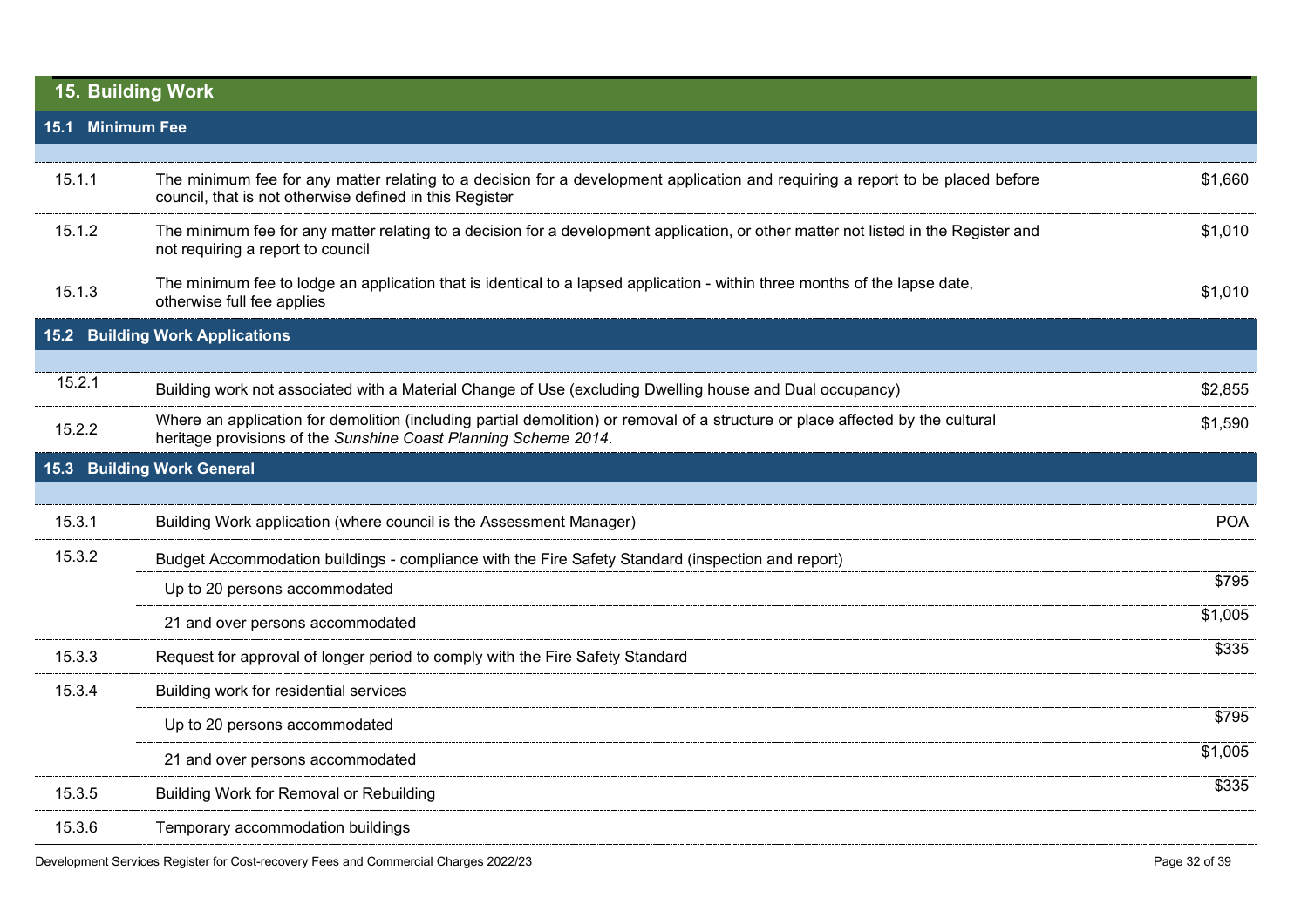## 15. Building Work

### 15.1 Minimum Fee

| | | |
|---|---|---|
| 15.1.1 | The minimum fee for any matter relating to a decision for a development application and requiring a report to be placed before council, that is not otherwise defined in this Register | $1,660 |
| 15.1.2 | The minimum fee for any matter relating to a decision for a development application, or other matter not listed in the Register and not requiring a report to council | $1,010 |
| 15.1.3 | The minimum fee to lodge an application that is identical to a lapsed application - within three months of the lapse date, otherwise full fee applies | $1,010 |

### 15.2 Building Work Applications

| | | |
|---|---|---|
| 15.2.1 | Building work not associated with a Material Change of Use (excluding Dwelling house and Dual occupancy) | $2,855 |
| 15.2.2 | Where an application for demolition (including partial demolition) or removal of a structure or place affected by the cultural heritage provisions of the *Sunshine Coast Planning Scheme 2014*. | $1,590 |

### 15.3 Building Work General

| | | |
|---|---|---|
| 15.3.1 | Building Work application (where council is the Assessment Manager) | POA |
| 15.3.2 | Budget Accommodation buildings - compliance with the Fire Safety Standard (inspection and report) | |
| | Up to 20 persons accommodated | $795 |
| | 21 and over persons accommodated | $1,005 |
| 15.3.3 | Request for approval of longer period to comply with the Fire Safety Standard | $335 |
| 15.3.4 | Building work for residential services | |
| | Up to 20 persons accommodated | $795 |
| | 21 and over persons accommodated | $1,005 |
| 15.3.5 | Building Work for Removal or Rebuilding | $335 |
| 15.3.6 | Temporary accommodation buildings | |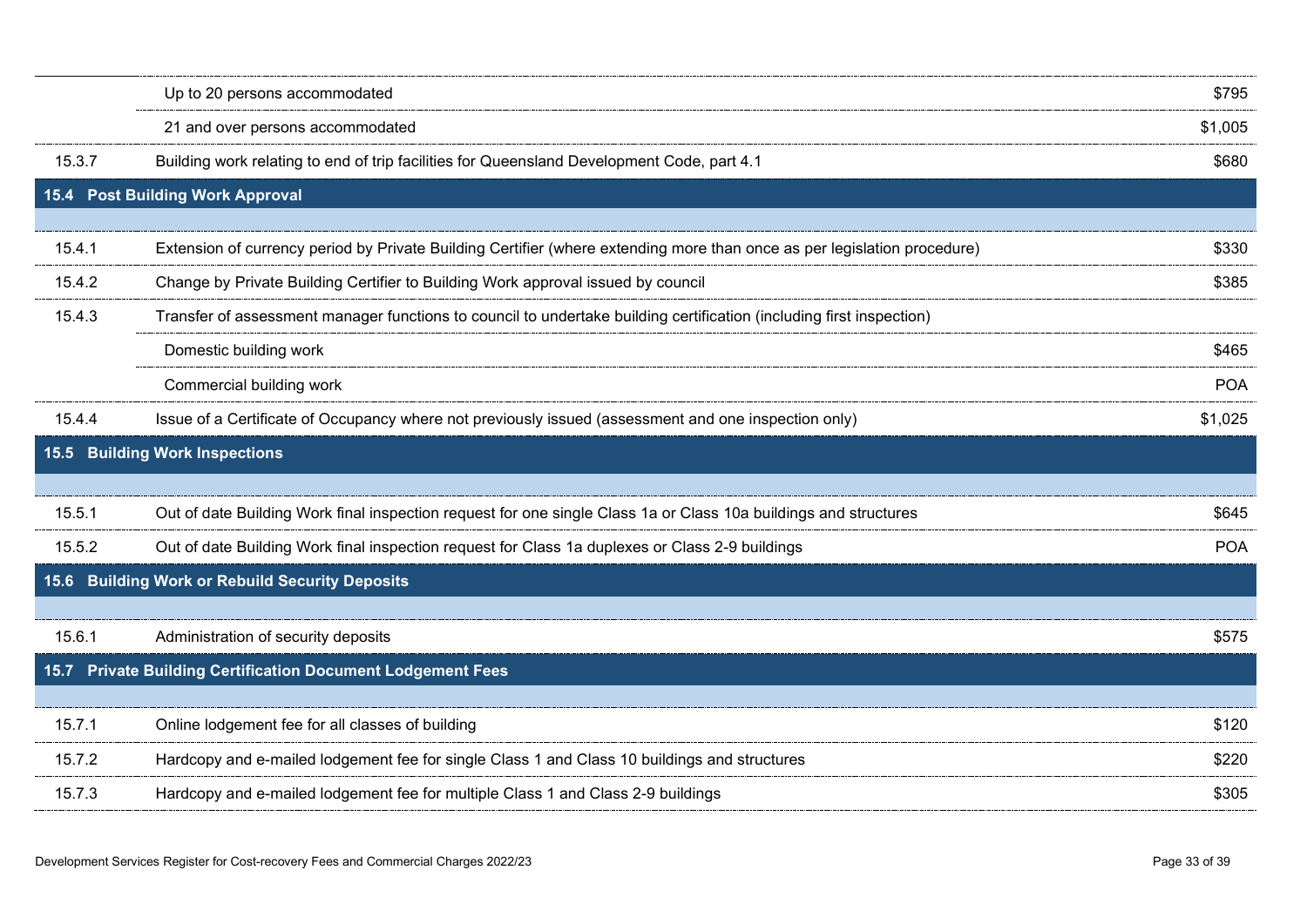| | | |
|---|---|---|
| | Up to 20 persons accommodated | $795 |
| | 21 and over persons accommodated | $1,005 |
| 15.3.7 | Building work relating to end of trip facilities for Queensland Development Code, part 4.1 | $680 |
| **15.4** | **Post Building Work Approval** | |
| 15.4.1 | Extension of currency period by Private Building Certifier (where extending more than once as per legislation procedure) | $330 |
| 15.4.2 | Change by Private Building Certifier to Building Work approval issued by council | $385 |
| 15.4.3 | Transfer of assessment manager functions to council to undertake building certification (including first inspection) | |
| | Domestic building work | $465 |
| | Commercial building work | POA |
| 15.4.4 | Issue of a Certificate of Occupancy where not previously issued (assessment and one inspection only) | $1,025 |
| **15.5** | **Building Work Inspections** | |
| 15.5.1 | Out of date Building Work final inspection request for one single Class 1a or Class 10a buildings and structures | $645 |
| 15.5.2 | Out of date Building Work final inspection request for Class 1a duplexes or Class 2-9 buildings | POA |
| **15.6** | **Building Work or Rebuild Security Deposits** | |
| 15.6.1 | Administration of security deposits | $575 |
| **15.7** | **Private Building Certification Document Lodgement Fees** | |
| 15.7.1 | Online lodgement fee for all classes of building | $120 |
| 15.7.2 | Hardcopy and e-mailed lodgement fee for single Class 1 and Class 10 buildings and structures | $220 |
| 15.7.3 | Hardcopy and e-mailed lodgement fee for multiple Class 1 and Class 2-9 buildings | $305 |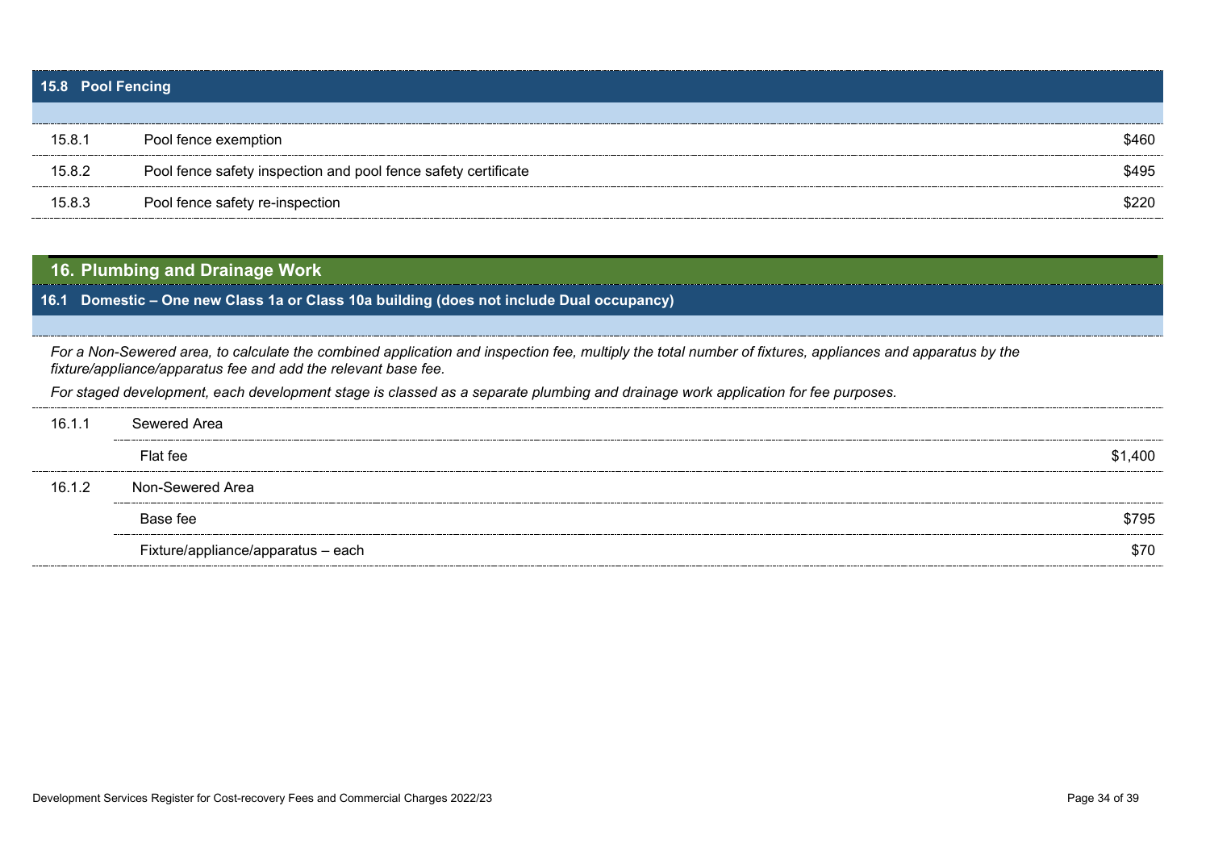### 15.8 Pool Fencing

| | | |
|---|---|---|
| 15.8.1 | Pool fence exemption | $460 |
| 15.8.2 | Pool fence safety inspection and pool fence safety certificate | $495 |
| 15.8.3 | Pool fence safety re-inspection | $220 |

## 16. Plumbing and Drainage Work

### 16.1 Domestic – One new Class 1a or Class 10a building (does not include Dual occupancy)

*For a Non-Sewered area, to calculate the combined application and inspection fee, multiply the total number of fixtures, appliances and apparatus by the fixture/appliance/apparatus fee and add the relevant base fee.*

*For staged development, each development stage is classed as a separate plumbing and drainage work application for fee purposes.*

| | | |
|---|---|---|
| 16.1.1 | Sewered Area | |
| | Flat fee | $1,400 |
| 16.1.2 | Non-Sewered Area | |
| | Base fee | $795 |
| | Fixture/appliance/apparatus – each | $70 |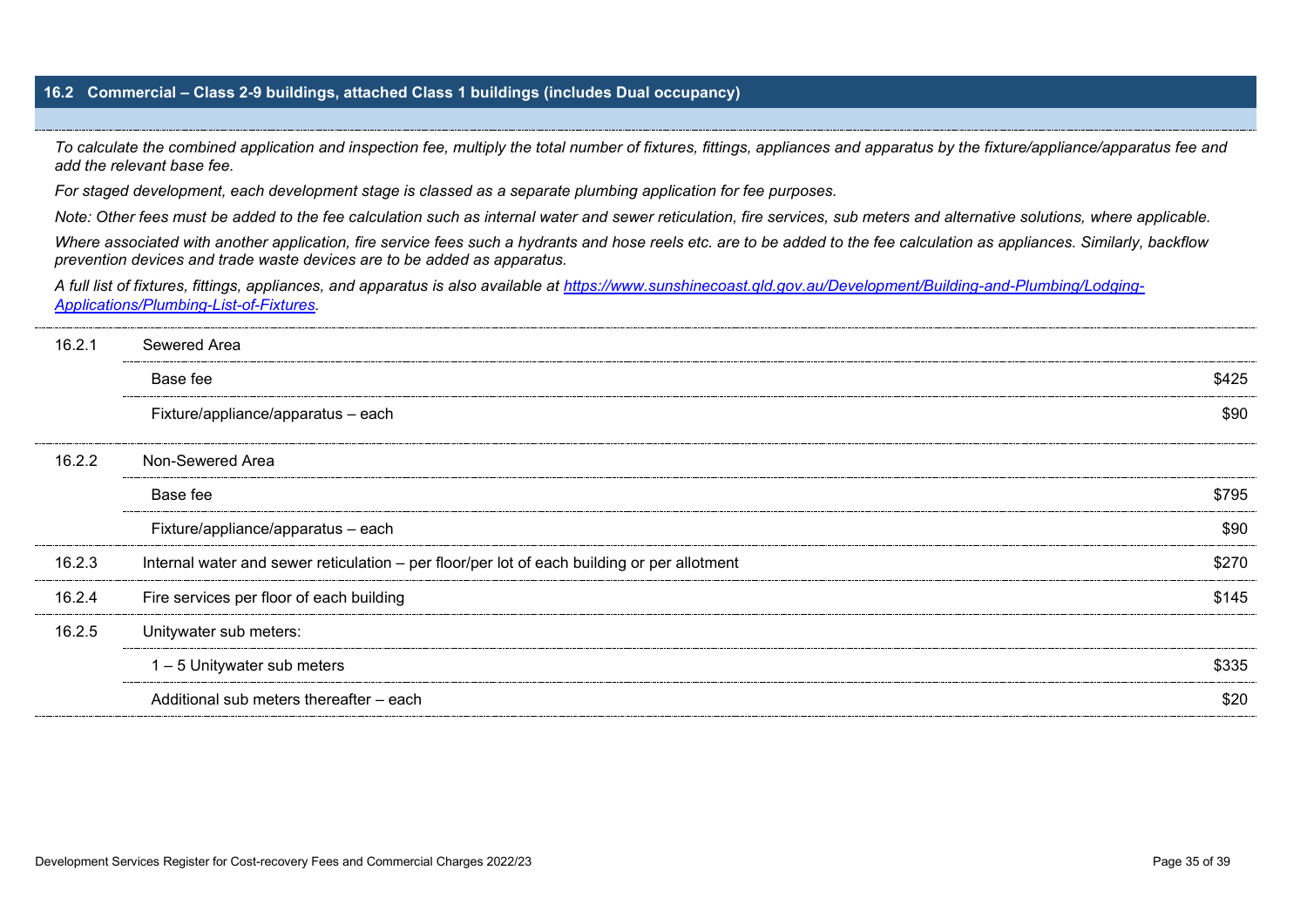## 16.2 Commercial – Class 2-9 buildings, attached Class 1 buildings (includes Dual occupancy)

*To calculate the combined application and inspection fee, multiply the total number of fixtures, fittings, appliances and apparatus by the fixture/appliance/apparatus fee and add the relevant base fee.*

*For staged development, each development stage is classed as a separate plumbing application for fee purposes.*

*Note: Other fees must be added to the fee calculation such as internal water and sewer reticulation, fire services, sub meters and alternative solutions, where applicable.*

*Where associated with another application, fire service fees such a hydrants and hose reels etc. are to be added to the fee calculation as appliances. Similarly, backflow prevention devices and trade waste devices are to be added as apparatus.*

*A full list of fixtures, fittings, appliances, and apparatus is also available at [https://www.sunshinecoast.qld.gov.au/Development/Building-and-Plumbing/Lodging-Applications/Plumbing-List-of-Fixtures](https://www.sunshinecoast.qld.gov.au/Development/Building-and-Plumbing/Lodging-Applications/Plumbing-List-of-Fixtures).*

| | | |
|---|---|---|
| 16.2.1 | Sewered Area | |
| | Base fee | $425 |
| | Fixture/appliance/apparatus – each | $90 |
| 16.2.2 | Non-Sewered Area | |
| | Base fee | $795 |
| | Fixture/appliance/apparatus – each | $90 |
| 16.2.3 | Internal water and sewer reticulation – per floor/per lot of each building or per allotment | $270 |
| 16.2.4 | Fire services per floor of each building | $145 |
| 16.2.5 | Unitywater sub meters: | |
| | 1 – 5 Unitywater sub meters | $335 |
| | Additional sub meters thereafter – each | $20 |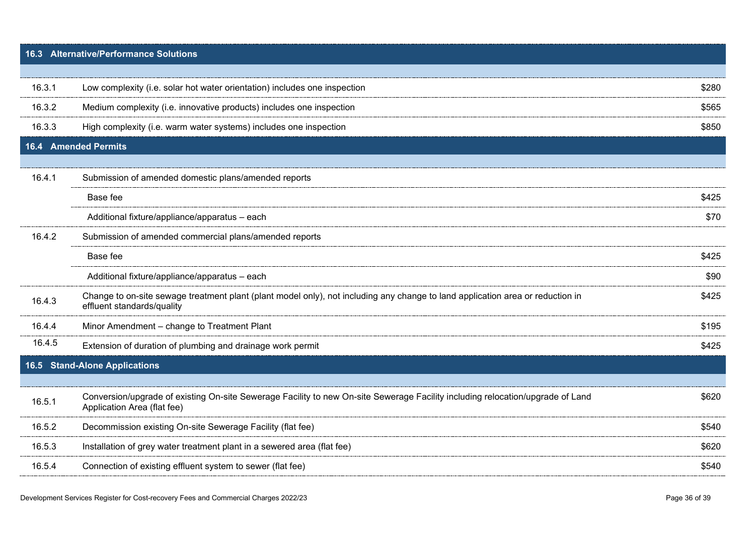| | | |
|---|---|---|
| **16.3 Alternative/Performance Solutions** | | |
| 16.3.1 | Low complexity (i.e. solar hot water orientation) includes one inspection | $280 |
| 16.3.2 | Medium complexity (i.e. innovative products) includes one inspection | $565 |
| 16.3.3 | High complexity (i.e. warm water systems) includes one inspection | $850 |
| **16.4 Amended Permits** | | |
| 16.4.1 | Submission of amended domestic plans/amended reports | |
| | Base fee | $425 |
| | Additional fixture/appliance/apparatus – each | $70 |
| 16.4.2 | Submission of amended commercial plans/amended reports | |
| | Base fee | $425 |
| | Additional fixture/appliance/apparatus – each | $90 |
| 16.4.3 | Change to on-site sewage treatment plant (plant model only), not including any change to land application area or reduction in effluent standards/quality | $425 |
| 16.4.4 | Minor Amendment – change to Treatment Plant | $195 |
| 16.4.5 | Extension of duration of plumbing and drainage work permit | $425 |
| **16.5 Stand-Alone Applications** | | |
| 16.5.1 | Conversion/upgrade of existing On-site Sewerage Facility to new On-site Sewerage Facility including relocation/upgrade of Land Application Area (flat fee) | $620 |
| 16.5.2 | Decommission existing On-site Sewerage Facility (flat fee) | $540 |
| 16.5.3 | Installation of grey water treatment plant in a sewered area (flat fee) | $620 |
| 16.5.4 | Connection of existing effluent system to sewer (flat fee) | $540 |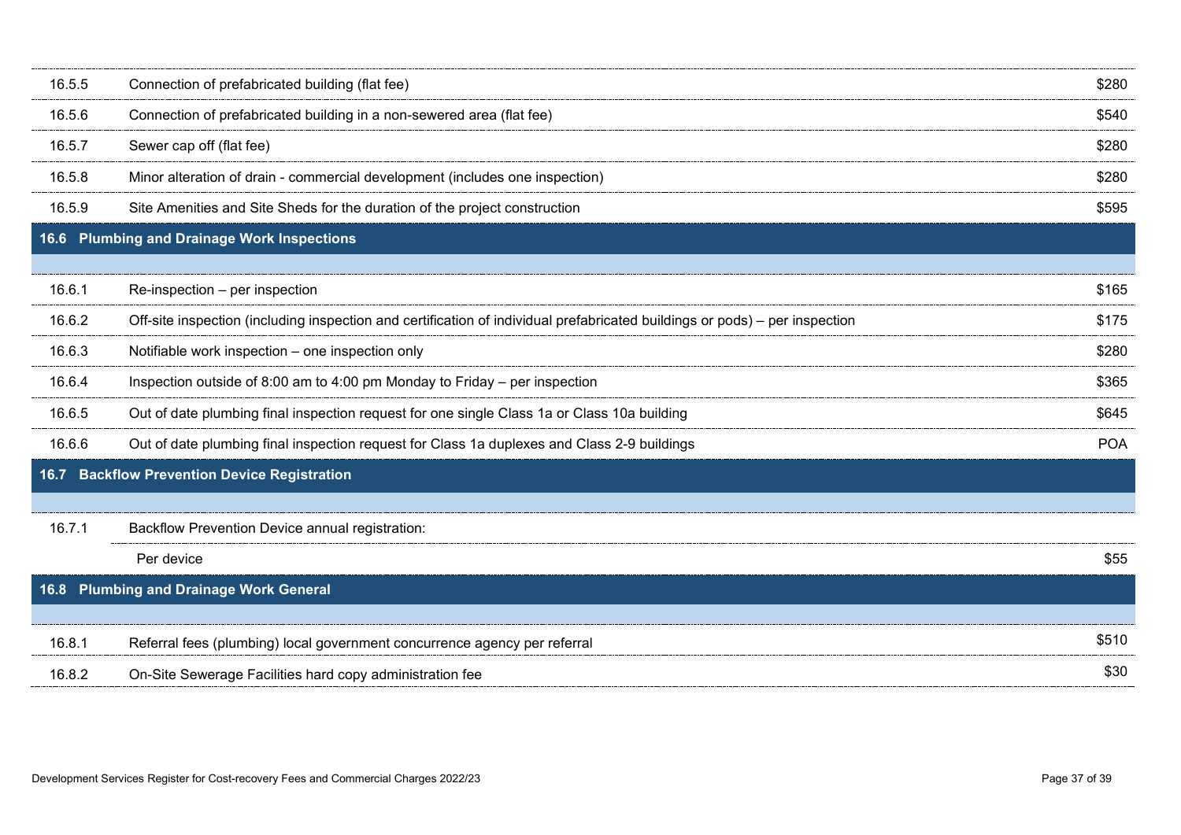| | | |
|---|---|---|
| 16.5.5 | Connection of prefabricated building (flat fee) | $280 |
| 16.5.6 | Connection of prefabricated building in a non-sewered area (flat fee) | $540 |
| 16.5.7 | Sewer cap off (flat fee) | $280 |
| 16.5.8 | Minor alteration of drain - commercial development (includes one inspection) | $280 |
| 16.5.9 | Site Amenities and Site Sheds for the duration of the project construction | $595 |

## 16.6 Plumbing and Drainage Work Inspections

| | | |
|---|---|---|
| 16.6.1 | Re-inspection – per inspection | $165 |
| 16.6.2 | Off-site inspection (including inspection and certification of individual prefabricated buildings or pods) – per inspection | $175 |
| 16.6.3 | Notifiable work inspection – one inspection only | $280 |
| 16.6.4 | Inspection outside of 8:00 am to 4:00 pm Monday to Friday – per inspection | $365 |
| 16.6.5 | Out of date plumbing final inspection request for one single Class 1a or Class 10a building | $645 |
| 16.6.6 | Out of date plumbing final inspection request for Class 1a duplexes and Class 2-9 buildings | POA |

## 16.7 Backflow Prevention Device Registration

| | | |
|---|---|---|
| 16.7.1 | Backflow Prevention Device annual registration: | |
| | Per device | $55 |

## 16.8 Plumbing and Drainage Work General

| | | |
|---|---|---|
| 16.8.1 | Referral fees (plumbing) local government concurrence agency per referral | $510 |
| 16.8.2 | On-Site Sewerage Facilities hard copy administration fee | $30 |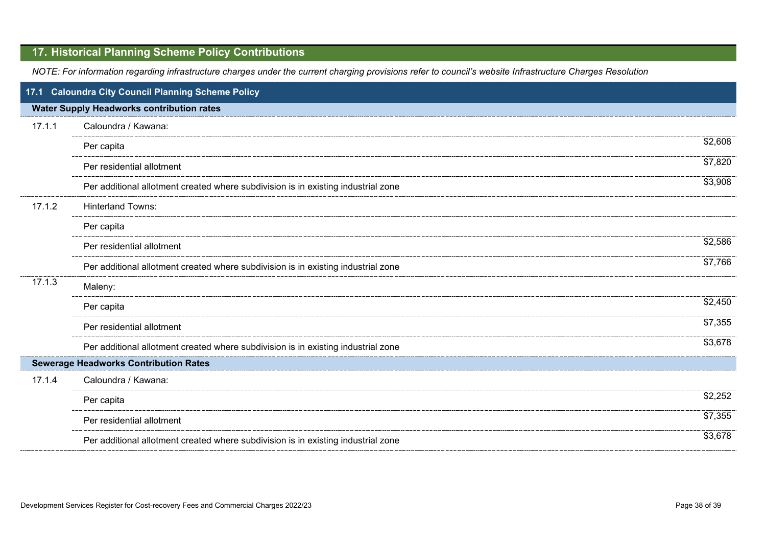## 17. Historical Planning Scheme Policy Contributions

*NOTE: For information regarding infrastructure charges under the current charging provisions refer to council's website Infrastructure Charges Resolution*

### 17.1 Caloundra City Council Planning Scheme Policy

| | | |
|---|---|---|
| **Water Supply Headworks contribution rates** | | |
| 17.1.1 | Caloundra / Kawana: | |
| | Per capita | $2,608 |
| | Per residential allotment | $7,820 |
| | Per additional allotment created where subdivision is in existing industrial zone | $3,908 |
| 17.1.2 | Hinterland Towns: | |
| | Per capita | |
| | Per residential allotment | $2,586 |
| | Per additional allotment created where subdivision is in existing industrial zone | $7,766 |
| 17.1.3 | Maleny: | |
| | Per capita | $2,450 |
| | Per residential allotment | $7,355 |
| | Per additional allotment created where subdivision is in existing industrial zone | $3,678 |
| **Sewerage Headworks Contribution Rates** | | |
| 17.1.4 | Caloundra / Kawana: | |
| | Per capita | $2,252 |
| | Per residential allotment | $7,355 |
| | Per additional allotment created where subdivision is in existing industrial zone | $3,678 |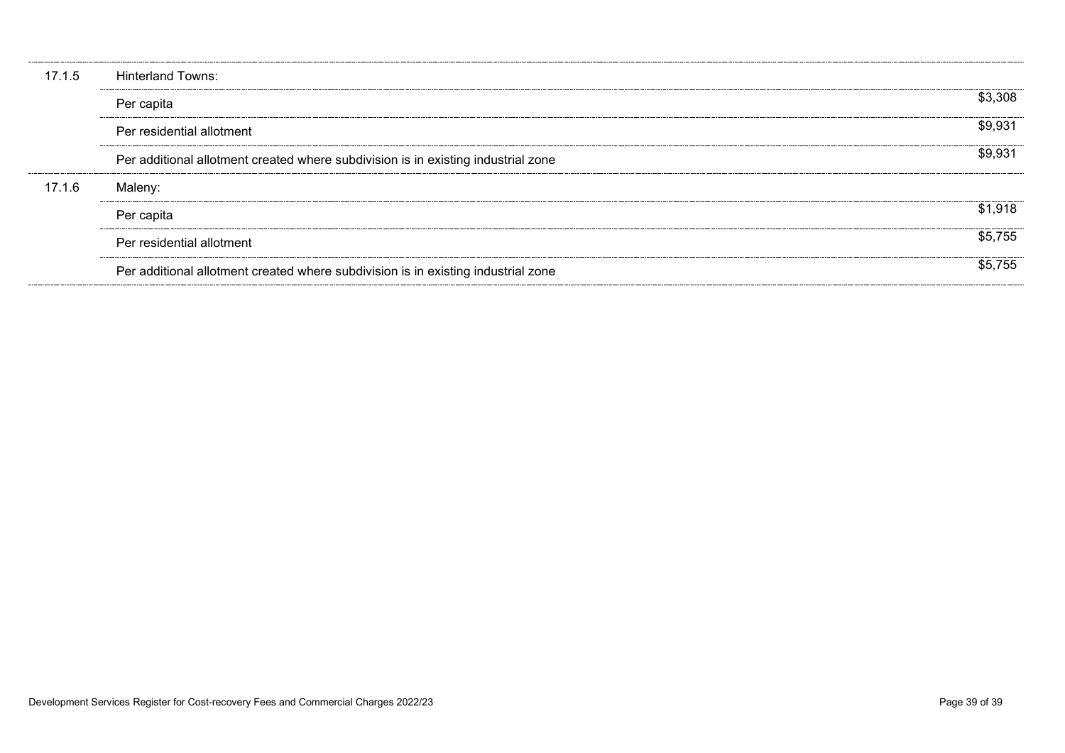| | | |
|---|---|---|
| 17.1.5 | Hinterland Towns: | |
| | Per capita | $3,308 |
| | Per residential allotment | $9,931 |
| | Per additional allotment created where subdivision is in existing industrial zone | $9,931 |
| 17.1.6 | Maleny: | |
| | Per capita | $1,918 |
| | Per residential allotment | $5,755 |
| | Per additional allotment created where subdivision is in existing industrial zone | $5,755 |